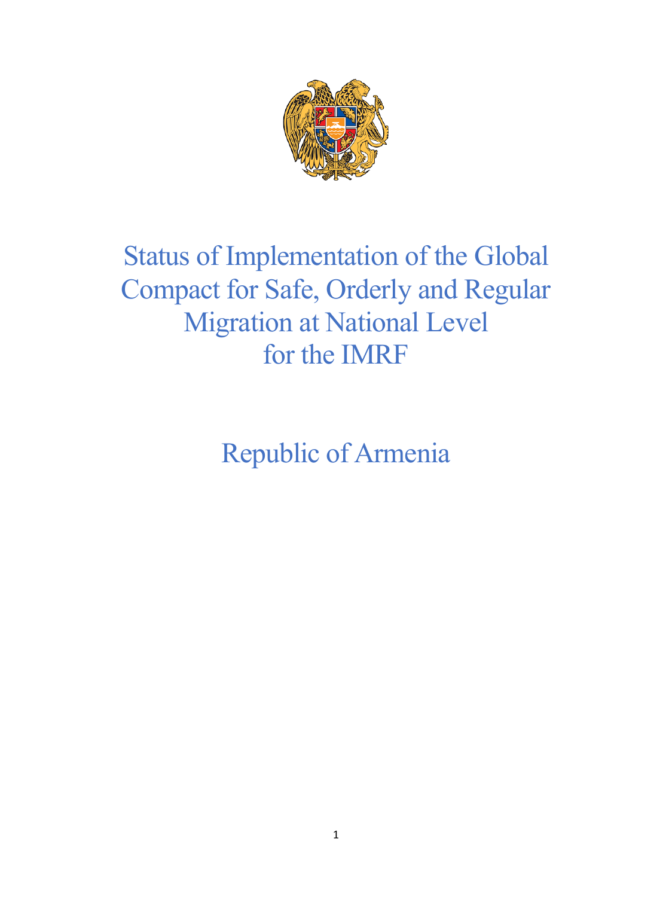# Status of Implementation of the Global Compact for Safe, Orderly and Regular Migration at National Level for the IMRF

## Republic of Armenia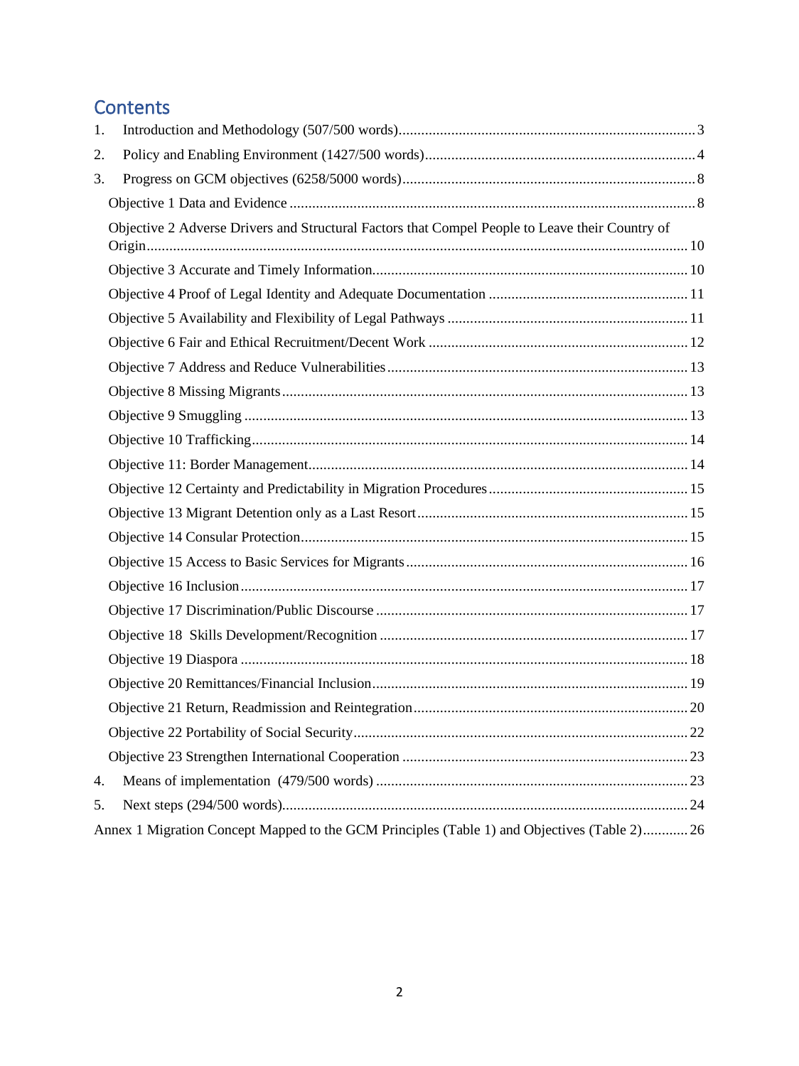# Contents

1. Introduction and Methodology (507/500 words) .......... 3
2. Policy and Enabling Environment (1427/500 words) .......... 4
3. Progress on GCM objectives (6258/5000 words) .......... 8
   - Objective 1 Data and Evidence .......... 8
   - Objective 2 Adverse Drivers and Structural Factors that Compel People to Leave their Country of Origin .......... 10
   - Objective 3 Accurate and Timely Information .......... 10
   - Objective 4 Proof of Legal Identity and Adequate Documentation .......... 11
   - Objective 5 Availability and Flexibility of Legal Pathways .......... 11
   - Objective 6 Fair and Ethical Recruitment/Decent Work .......... 12
   - Objective 7 Address and Reduce Vulnerabilities .......... 13
   - Objective 8 Missing Migrants .......... 13
   - Objective 9 Smuggling .......... 13
   - Objective 10 Trafficking .......... 14
   - Objective 11: Border Management .......... 14
   - Objective 12 Certainty and Predictability in Migration Procedures .......... 15
   - Objective 13 Migrant Detention only as a Last Resort .......... 15
   - Objective 14 Consular Protection .......... 15
   - Objective 15 Access to Basic Services for Migrants .......... 16
   - Objective 16 Inclusion .......... 17
   - Objective 17 Discrimination/Public Discourse .......... 17
   - Objective 18 Skills Development/Recognition .......... 17
   - Objective 19 Diaspora .......... 18
   - Objective 20 Remittances/Financial Inclusion .......... 19
   - Objective 21 Return, Readmission and Reintegration .......... 20
   - Objective 22 Portability of Social Security .......... 22
   - Objective 23 Strengthen International Cooperation .......... 23
4. Means of implementation (479/500 words) .......... 23
5. Next steps (294/500 words) .......... 24

Annex 1 Migration Concept Mapped to the GCM Principles (Table 1) and Objectives (Table 2) .......... 26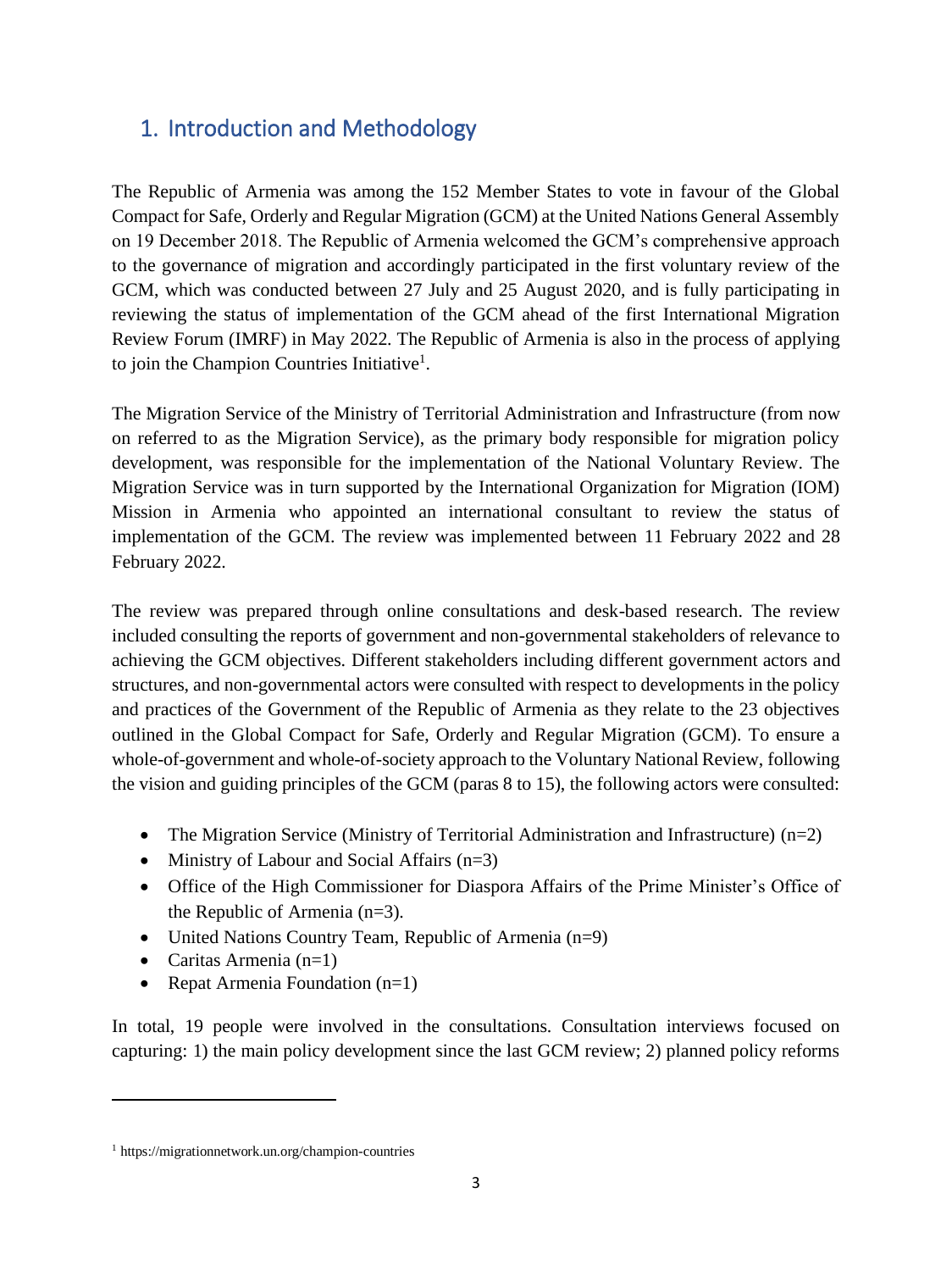## 1. Introduction and Methodology

The Republic of Armenia was among the 152 Member States to vote in favour of the Global Compact for Safe, Orderly and Regular Migration (GCM) at the United Nations General Assembly on 19 December 2018. The Republic of Armenia welcomed the GCM's comprehensive approach to the governance of migration and accordingly participated in the first voluntary review of the GCM, which was conducted between 27 July and 25 August 2020, and is fully participating in reviewing the status of implementation of the GCM ahead of the first International Migration Review Forum (IMRF) in May 2022. The Republic of Armenia is also in the process of applying to join the Champion Countries Initiative[1].

The Migration Service of the Ministry of Territorial Administration and Infrastructure (from now on referred to as the Migration Service), as the primary body responsible for migration policy development, was responsible for the implementation of the National Voluntary Review. The Migration Service was in turn supported by the International Organization for Migration (IOM) Mission in Armenia who appointed an international consultant to review the status of implementation of the GCM. The review was implemented between 11 February 2022 and 28 February 2022.

The review was prepared through online consultations and desk-based research. The review included consulting the reports of government and non-governmental stakeholders of relevance to achieving the GCM objectives. Different stakeholders including different government actors and structures, and non-governmental actors were consulted with respect to developments in the policy and practices of the Government of the Republic of Armenia as they relate to the 23 objectives outlined in the Global Compact for Safe, Orderly and Regular Migration (GCM). To ensure a whole-of-government and whole-of-society approach to the Voluntary National Review, following the vision and guiding principles of the GCM (paras 8 to 15), the following actors were consulted:

- The Migration Service (Ministry of Territorial Administration and Infrastructure) (n=2)
- Ministry of Labour and Social Affairs (n=3)
- Office of the High Commissioner for Diaspora Affairs of the Prime Minister's Office of the Republic of Armenia (n=3).
- United Nations Country Team, Republic of Armenia (n=9)
- Caritas Armenia (n=1)
- Repat Armenia Foundation (n=1)

In total, 19 people were involved in the consultations. Consultation interviews focused on capturing: 1) the main policy development since the last GCM review; 2) planned policy reforms

[1] https://migrationnetwork.un.org/champion-countries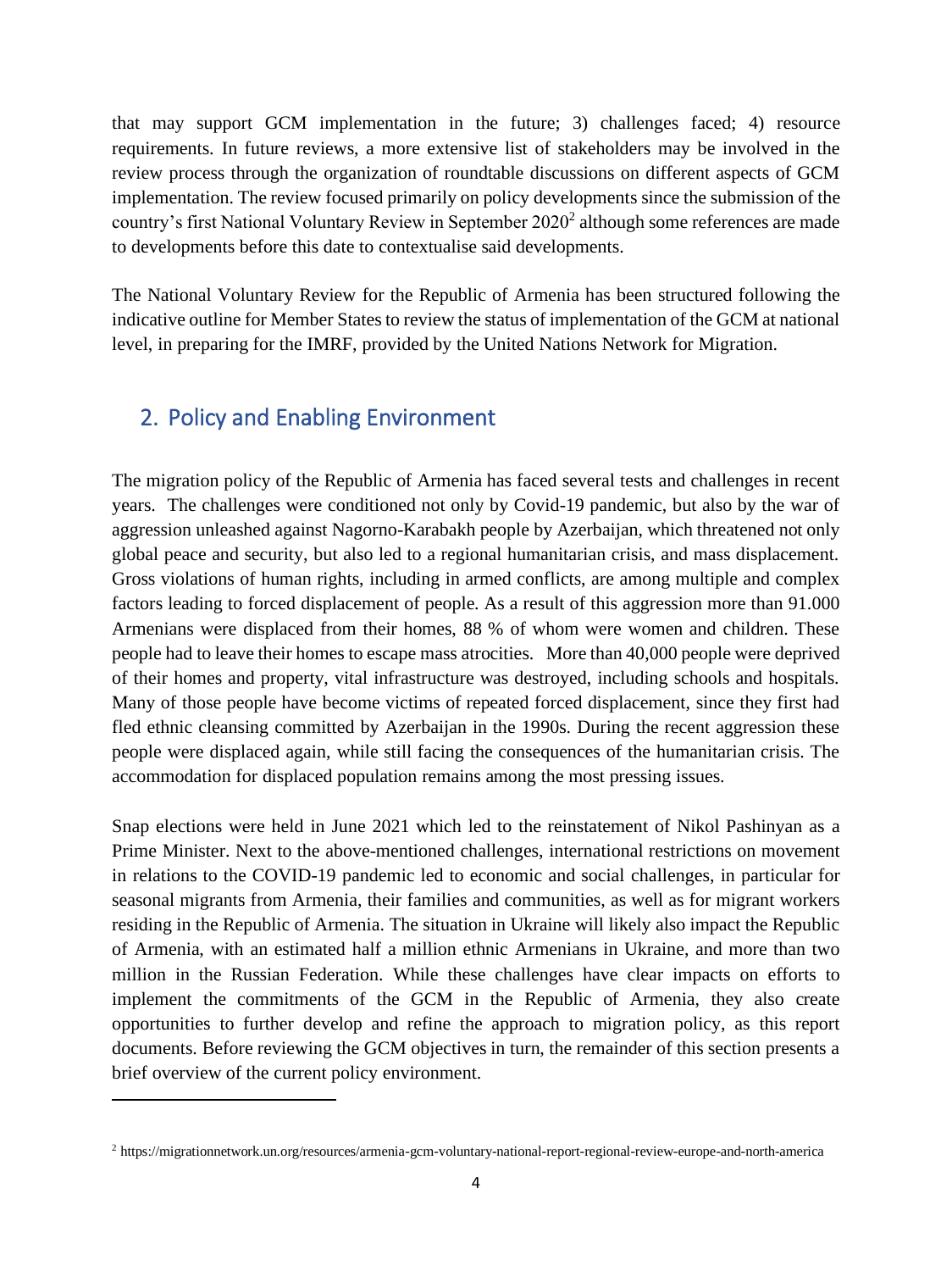that may support GCM implementation in the future; 3) challenges faced; 4) resource requirements. In future reviews, a more extensive list of stakeholders may be involved in the review process through the organization of roundtable discussions on different aspects of GCM implementation. The review focused primarily on policy developments since the submission of the country's first National Voluntary Review in September 2020[2] although some references are made to developments before this date to contextualise said developments.

The National Voluntary Review for the Republic of Armenia has been structured following the indicative outline for Member States to review the status of implementation of the GCM at national level, in preparing for the IMRF, provided by the United Nations Network for Migration.

## 2. Policy and Enabling Environment

The migration policy of the Republic of Armenia has faced several tests and challenges in recent years. The challenges were conditioned not only by Covid-19 pandemic, but also by the war of aggression unleashed against Nagorno-Karabakh people by Azerbaijan, which threatened not only global peace and security, but also led to a regional humanitarian crisis, and mass displacement. Gross violations of human rights, including in armed conflicts, are among multiple and complex factors leading to forced displacement of people. As a result of this aggression more than 91.000 Armenians were displaced from their homes, 88 % of whom were women and children. These people had to leave their homes to escape mass atrocities. More than 40,000 people were deprived of their homes and property, vital infrastructure was destroyed, including schools and hospitals. Many of those people have become victims of repeated forced displacement, since they first had fled ethnic cleansing committed by Azerbaijan in the 1990s. During the recent aggression these people were displaced again, while still facing the consequences of the humanitarian crisis. The accommodation for displaced population remains among the most pressing issues.

Snap elections were held in June 2021 which led to the reinstatement of Nikol Pashinyan as a Prime Minister. Next to the above-mentioned challenges, international restrictions on movement in relations to the COVID-19 pandemic led to economic and social challenges, in particular for seasonal migrants from Armenia, their families and communities, as well as for migrant workers residing in the Republic of Armenia. The situation in Ukraine will likely also impact the Republic of Armenia, with an estimated half a million ethnic Armenians in Ukraine, and more than two million in the Russian Federation. While these challenges have clear impacts on efforts to implement the commitments of the GCM in the Republic of Armenia, they also create opportunities to further develop and refine the approach to migration policy, as this report documents. Before reviewing the GCM objectives in turn, the remainder of this section presents a brief overview of the current policy environment.

---

[2] https://migrationnetwork.un.org/resources/armenia-gcm-voluntary-national-report-regional-review-europe-and-north-america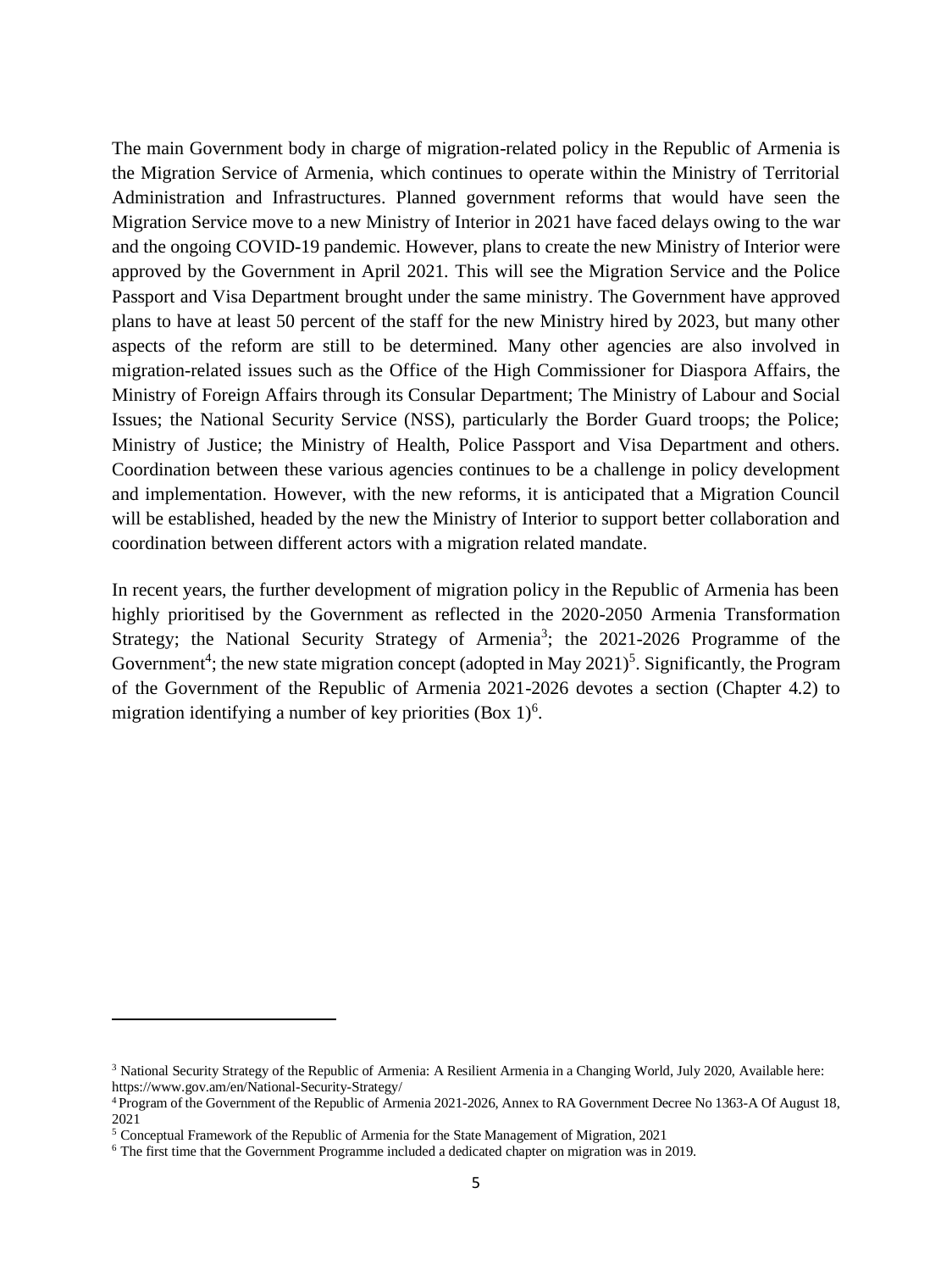The main Government body in charge of migration-related policy in the Republic of Armenia is the Migration Service of Armenia, which continues to operate within the Ministry of Territorial Administration and Infrastructures. Planned government reforms that would have seen the Migration Service move to a new Ministry of Interior in 2021 have faced delays owing to the war and the ongoing COVID-19 pandemic. However, plans to create the new Ministry of Interior were approved by the Government in April 2021. This will see the Migration Service and the Police Passport and Visa Department brought under the same ministry. The Government have approved plans to have at least 50 percent of the staff for the new Ministry hired by 2023, but many other aspects of the reform are still to be determined. Many other agencies are also involved in migration-related issues such as the Office of the High Commissioner for Diaspora Affairs, the Ministry of Foreign Affairs through its Consular Department; The Ministry of Labour and Social Issues; the National Security Service (NSS), particularly the Border Guard troops; the Police; Ministry of Justice; the Ministry of Health, Police Passport and Visa Department and others. Coordination between these various agencies continues to be a challenge in policy development and implementation. However, with the new reforms, it is anticipated that a Migration Council will be established, headed by the new the Ministry of Interior to support better collaboration and coordination between different actors with a migration related mandate.

In recent years, the further development of migration policy in the Republic of Armenia has been highly prioritised by the Government as reflected in the 2020-2050 Armenia Transformation Strategy; the National Security Strategy of Armenia[3]; the 2021-2026 Programme of the Government[4]; the new state migration concept (adopted in May 2021)[5]. Significantly, the Program of the Government of the Republic of Armenia 2021-2026 devotes a section (Chapter 4.2) to migration identifying a number of key priorities (Box 1)[6].

---

[3] National Security Strategy of the Republic of Armenia: A Resilient Armenia in a Changing World, July 2020, Available here: https://www.gov.am/en/National-Security-Strategy/

[4] Program of the Government of the Republic of Armenia 2021-2026, Annex to RA Government Decree No 1363-A Of August 18, 2021

[5] Conceptual Framework of the Republic of Armenia for the State Management of Migration, 2021

[6] The first time that the Government Programme included a dedicated chapter on migration was in 2019.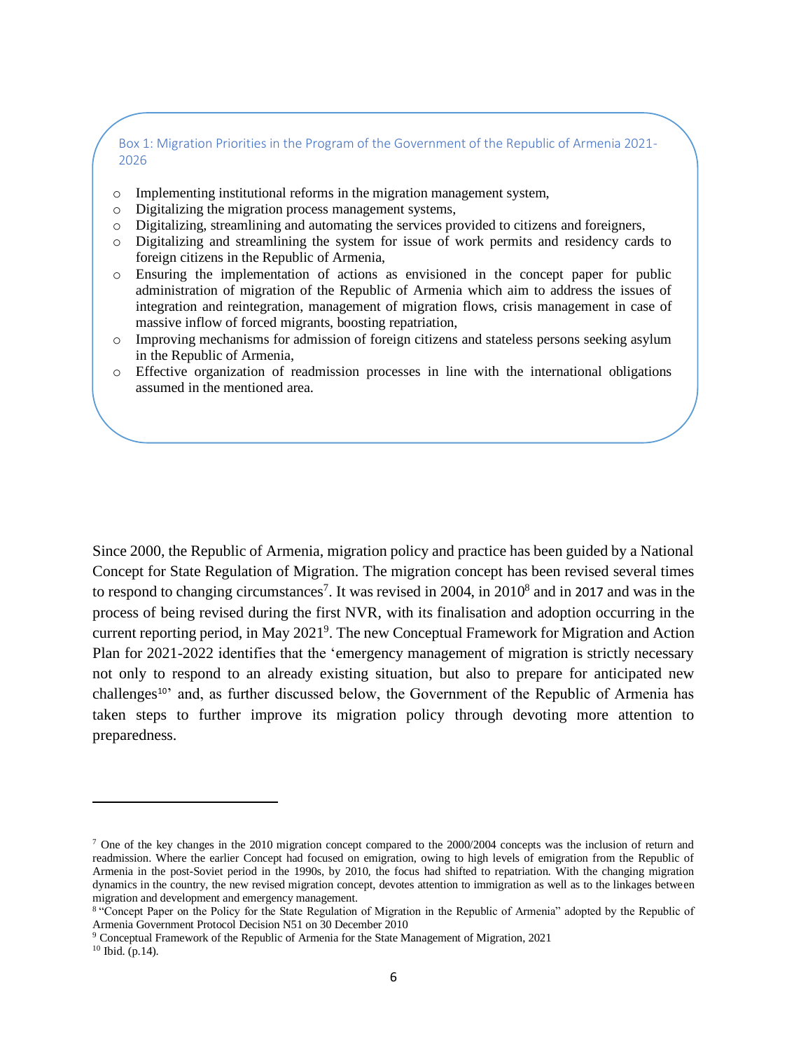Box 1: Migration Priorities in the Program of the Government of the Republic of Armenia 2021-2026

- Implementing institutional reforms in the migration management system,
- Digitalizing the migration process management systems,
- Digitalizing, streamlining and automating the services provided to citizens and foreigners,
- Digitalizing and streamlining the system for issue of work permits and residency cards to foreign citizens in the Republic of Armenia,
- Ensuring the implementation of actions as envisioned in the concept paper for public administration of migration of the Republic of Armenia which aim to address the issues of integration and reintegration, management of migration flows, crisis management in case of massive inflow of forced migrants, boosting repatriation,
- Improving mechanisms for admission of foreign citizens and stateless persons seeking asylum in the Republic of Armenia,
- Effective organization of readmission processes in line with the international obligations assumed in the mentioned area.

Since 2000, the Republic of Armenia, migration policy and practice has been guided by a National Concept for State Regulation of Migration. The migration concept has been revised several times to respond to changing circumstances[7]. It was revised in 2004, in 2010[8] and in 2017 and was in the process of being revised during the first NVR, with its finalisation and adoption occurring in the current reporting period, in May 2021[9]. The new Conceptual Framework for Migration and Action Plan for 2021-2022 identifies that the 'emergency management of migration is strictly necessary not only to respond to an already existing situation, but also to prepare for anticipated new challenges[10]' and, as further discussed below, the Government of the Republic of Armenia has taken steps to further improve its migration policy through devoting more attention to preparedness.

---

[7] One of the key changes in the 2010 migration concept compared to the 2000/2004 concepts was the inclusion of return and readmission. Where the earlier Concept had focused on emigration, owing to high levels of emigration from the Republic of Armenia in the post-Soviet period in the 1990s, by 2010, the focus had shifted to repatriation. With the changing migration dynamics in the country, the new revised migration concept, devotes attention to immigration as well as to the linkages between migration and development and emergency management.

[8] "Concept Paper on the Policy for the State Regulation of Migration in the Republic of Armenia" adopted by the Republic of Armenia Government Protocol Decision N51 on 30 December 2010

[9] Conceptual Framework of the Republic of Armenia for the State Management of Migration, 2021

[10] Ibid. (p.14).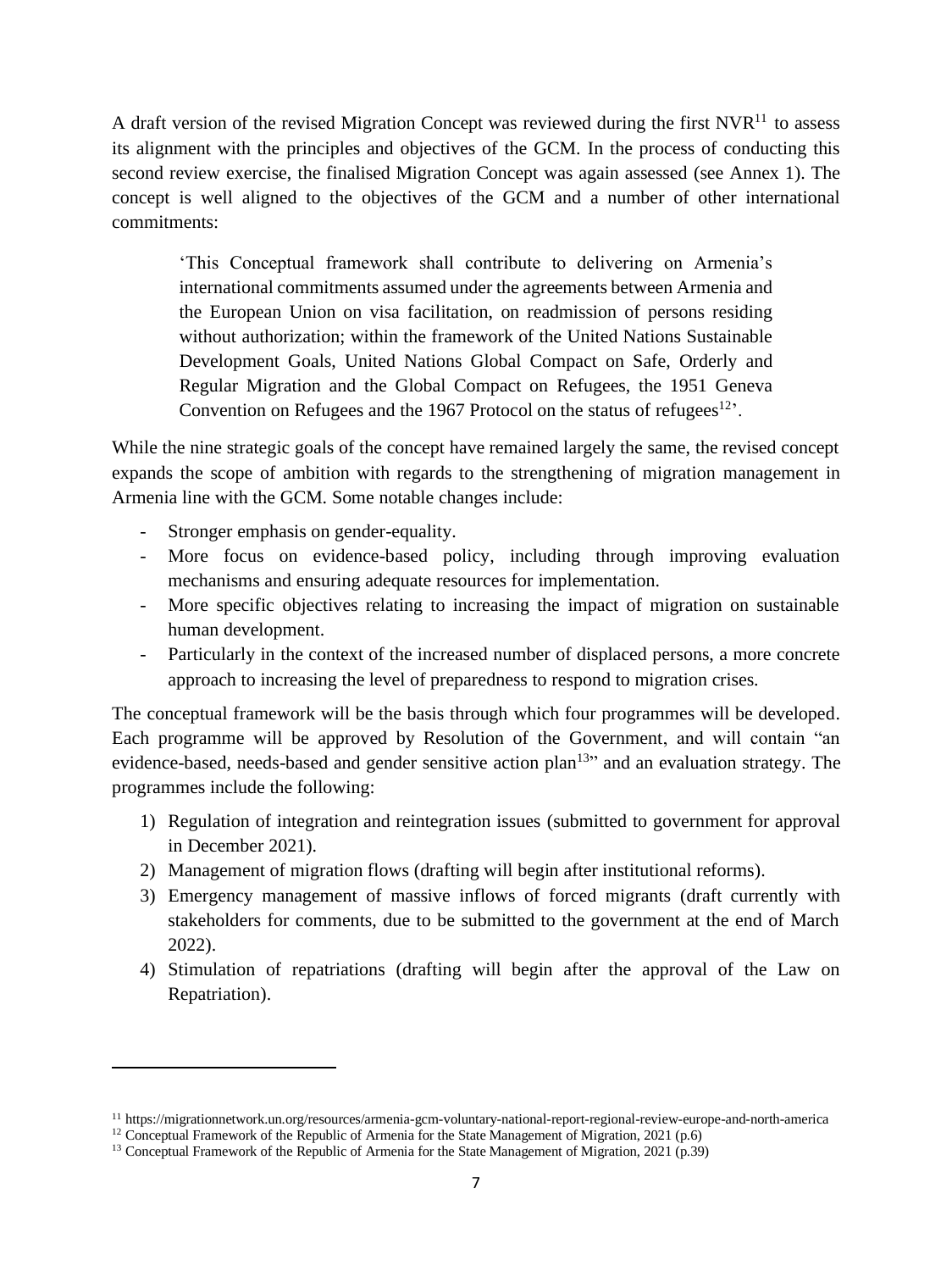A draft version of the revised Migration Concept was reviewed during the first NVR[11] to assess its alignment with the principles and objectives of the GCM. In the process of conducting this second review exercise, the finalised Migration Concept was again assessed (see Annex 1). The concept is well aligned to the objectives of the GCM and a number of other international commitments:

> 'This Conceptual framework shall contribute to delivering on Armenia's international commitments assumed under the agreements between Armenia and the European Union on visa facilitation, on readmission of persons residing without authorization; within the framework of the United Nations Sustainable Development Goals, United Nations Global Compact on Safe, Orderly and Regular Migration and the Global Compact on Refugees, the 1951 Geneva Convention on Refugees and the 1967 Protocol on the status of refugees[12]'.

While the nine strategic goals of the concept have remained largely the same, the revised concept expands the scope of ambition with regards to the strengthening of migration management in Armenia line with the GCM. Some notable changes include:

- Stronger emphasis on gender-equality.
- More focus on evidence-based policy, including through improving evaluation mechanisms and ensuring adequate resources for implementation.
- More specific objectives relating to increasing the impact of migration on sustainable human development.
- Particularly in the context of the increased number of displaced persons, a more concrete approach to increasing the level of preparedness to respond to migration crises.

The conceptual framework will be the basis through which four programmes will be developed. Each programme will be approved by Resolution of the Government, and will contain "an evidence-based, needs-based and gender sensitive action plan[13]" and an evaluation strategy. The programmes include the following:

1) Regulation of integration and reintegration issues (submitted to government for approval in December 2021).
2) Management of migration flows (drafting will begin after institutional reforms).
3) Emergency management of massive inflows of forced migrants (draft currently with stakeholders for comments, due to be submitted to the government at the end of March 2022).
4) Stimulation of repatriations (drafting will begin after the approval of the Law on Repatriation).

---

[11] https://migrationnetwork.un.org/resources/armenia-gcm-voluntary-national-report-regional-review-europe-and-north-america

[12] Conceptual Framework of the Republic of Armenia for the State Management of Migration, 2021 (p.6)

[13] Conceptual Framework of the Republic of Armenia for the State Management of Migration, 2021 (p.39)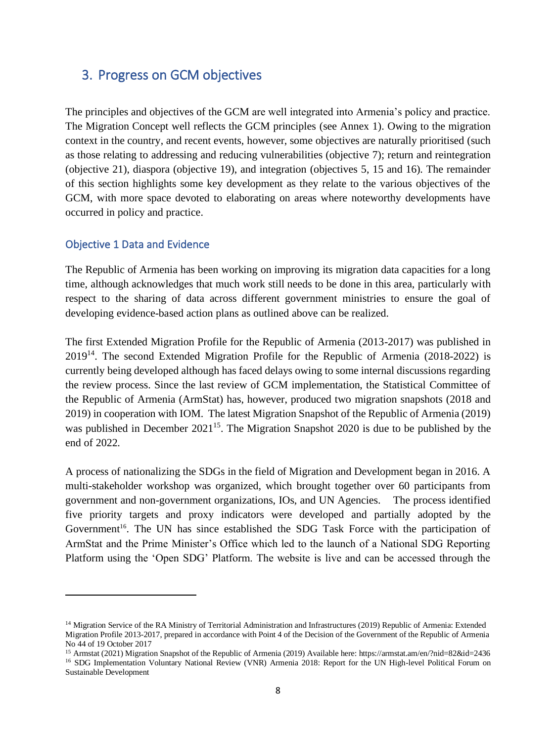## 3. Progress on GCM objectives

The principles and objectives of the GCM are well integrated into Armenia's policy and practice. The Migration Concept well reflects the GCM principles (see Annex 1). Owing to the migration context in the country, and recent events, however, some objectives are naturally prioritised (such as those relating to addressing and reducing vulnerabilities (objective 7); return and reintegration (objective 21), diaspora (objective 19), and integration (objectives 5, 15 and 16). The remainder of this section highlights some key development as they relate to the various objectives of the GCM, with more space devoted to elaborating on areas where noteworthy developments have occurred in policy and practice.

### Objective 1 Data and Evidence

The Republic of Armenia has been working on improving its migration data capacities for a long time, although acknowledges that much work still needs to be done in this area, particularly with respect to the sharing of data across different government ministries to ensure the goal of developing evidence-based action plans as outlined above can be realized.

The first Extended Migration Profile for the Republic of Armenia (2013-2017) was published in 2019[14]. The second Extended Migration Profile for the Republic of Armenia (2018-2022) is currently being developed although has faced delays owing to some internal discussions regarding the review process. Since the last review of GCM implementation, the Statistical Committee of the Republic of Armenia (ArmStat) has, however, produced two migration snapshots (2018 and 2019) in cooperation with IOM. The latest Migration Snapshot of the Republic of Armenia (2019) was published in December 2021[15]. The Migration Snapshot 2020 is due to be published by the end of 2022.

A process of nationalizing the SDGs in the field of Migration and Development began in 2016. A multi-stakeholder workshop was organized, which brought together over 60 participants from government and non-government organizations, IOs, and UN Agencies. The process identified five priority targets and proxy indicators were developed and partially adopted by the Government[16]. The UN has since established the SDG Task Force with the participation of ArmStat and the Prime Minister's Office which led to the launch of a National SDG Reporting Platform using the 'Open SDG' Platform. The website is live and can be accessed through the

---

[14] Migration Service of the RA Ministry of Territorial Administration and Infrastructures (2019) Republic of Armenia: Extended Migration Profile 2013-2017, prepared in accordance with Point 4 of the Decision of the Government of the Republic of Armenia No 44 of 19 October 2017

[15] Armstat (2021) Migration Snapshot of the Republic of Armenia (2019) Available here: https://armstat.am/en/?nid=82&id=2436

[16] SDG Implementation Voluntary National Review (VNR) Armenia 2018: Report for the UN High-level Political Forum on Sustainable Development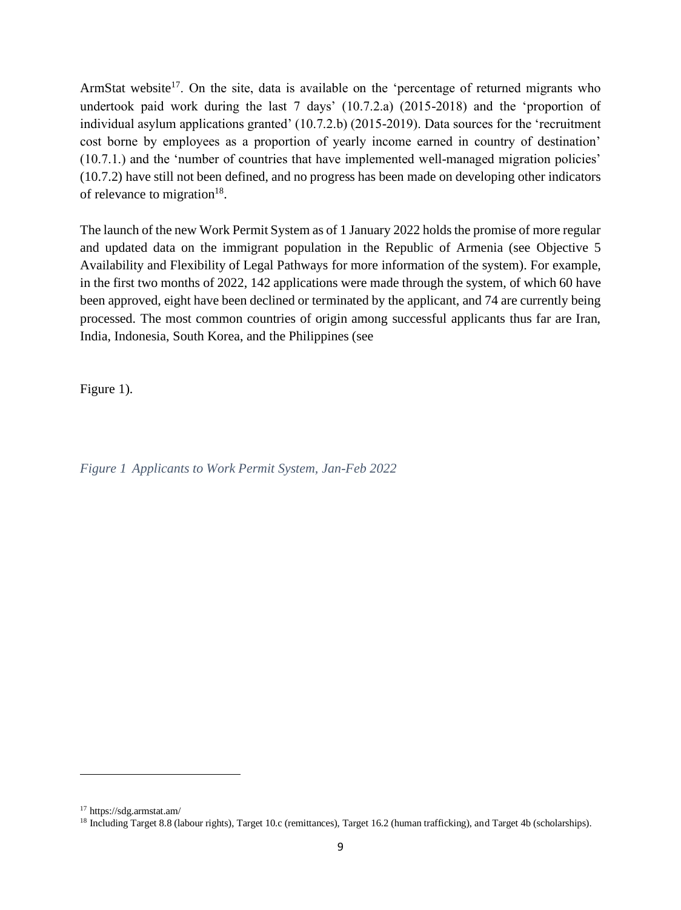ArmStat website[17]. On the site, data is available on the 'percentage of returned migrants who undertook paid work during the last 7 days' (10.7.2.a) (2015-2018) and the 'proportion of individual asylum applications granted' (10.7.2.b) (2015-2019). Data sources for the 'recruitment cost borne by employees as a proportion of yearly income earned in country of destination' (10.7.1.) and the 'number of countries that have implemented well-managed migration policies' (10.7.2) have still not been defined, and no progress has been made on developing other indicators of relevance to migration[18].

The launch of the new Work Permit System as of 1 January 2022 holds the promise of more regular and updated data on the immigrant population in the Republic of Armenia (see Objective 5 Availability and Flexibility of Legal Pathways for more information of the system). For example, in the first two months of 2022, 142 applications were made through the system, of which 60 have been approved, eight have been declined or terminated by the applicant, and 74 are currently being processed. The most common countries of origin among successful applicants thus far are Iran, India, Indonesia, South Korea, and the Philippines (see

Figure 1).

*Figure 1 Applicants to Work Permit System, Jan-Feb 2022*

---

[17] https://sdg.armstat.am/

[18] Including Target 8.8 (labour rights), Target 10.c (remittances), Target 16.2 (human trafficking), and Target 4b (scholarships).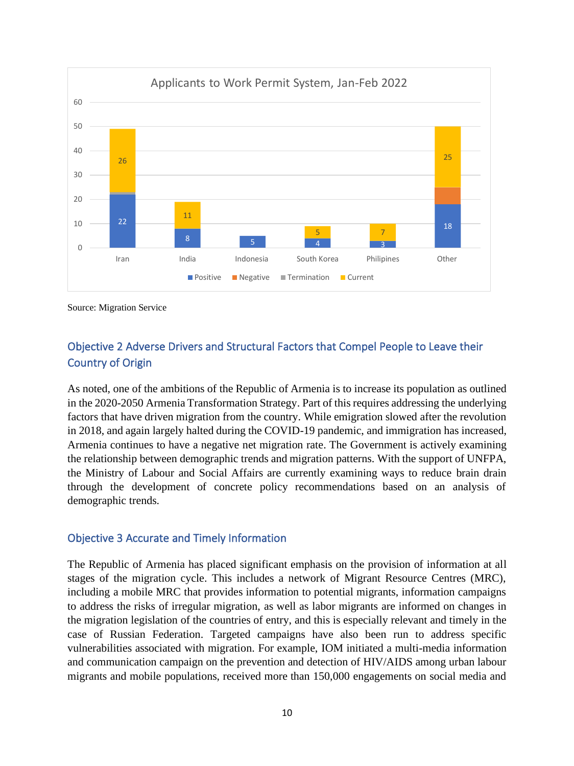Applicants to Work Permit System, Jan-Feb 2022

| | Positive | Negative | Termination | Current |
|---|---|---|---|---|
| Iran | 22 | | | 26 |
| India | 8 | | | 11 |
| Indonesia | 5 | | | |
| South Korea | 4 | | | 5 |
| Philipines | 3 | | | 7 |
| Other | 18 | | | 25 |

Source: Migration Service

## Objective 2 Adverse Drivers and Structural Factors that Compel People to Leave their Country of Origin

As noted, one of the ambitions of the Republic of Armenia is to increase its population as outlined in the 2020-2050 Armenia Transformation Strategy. Part of this requires addressing the underlying factors that have driven migration from the country. While emigration slowed after the revolution in 2018, and again largely halted during the COVID-19 pandemic, and immigration has increased, Armenia continues to have a negative net migration rate. The Government is actively examining the relationship between demographic trends and migration patterns. With the support of UNFPA, the Ministry of Labour and Social Affairs are currently examining ways to reduce brain drain through the development of concrete policy recommendations based on an analysis of demographic trends.

## Objective 3 Accurate and Timely Information

The Republic of Armenia has placed significant emphasis on the provision of information at all stages of the migration cycle. This includes a network of Migrant Resource Centres (MRC), including a mobile MRC that provides information to potential migrants, information campaigns to address the risks of irregular migration, as well as labor migrants are informed on changes in the migration legislation of the countries of entry, and this is especially relevant and timely in the case of Russian Federation. Targeted campaigns have also been run to address specific vulnerabilities associated with migration. For example, IOM initiated a multi-media information and communication campaign on the prevention and detection of HIV/AIDS among urban labour migrants and mobile populations, received more than 150,000 engagements on social media and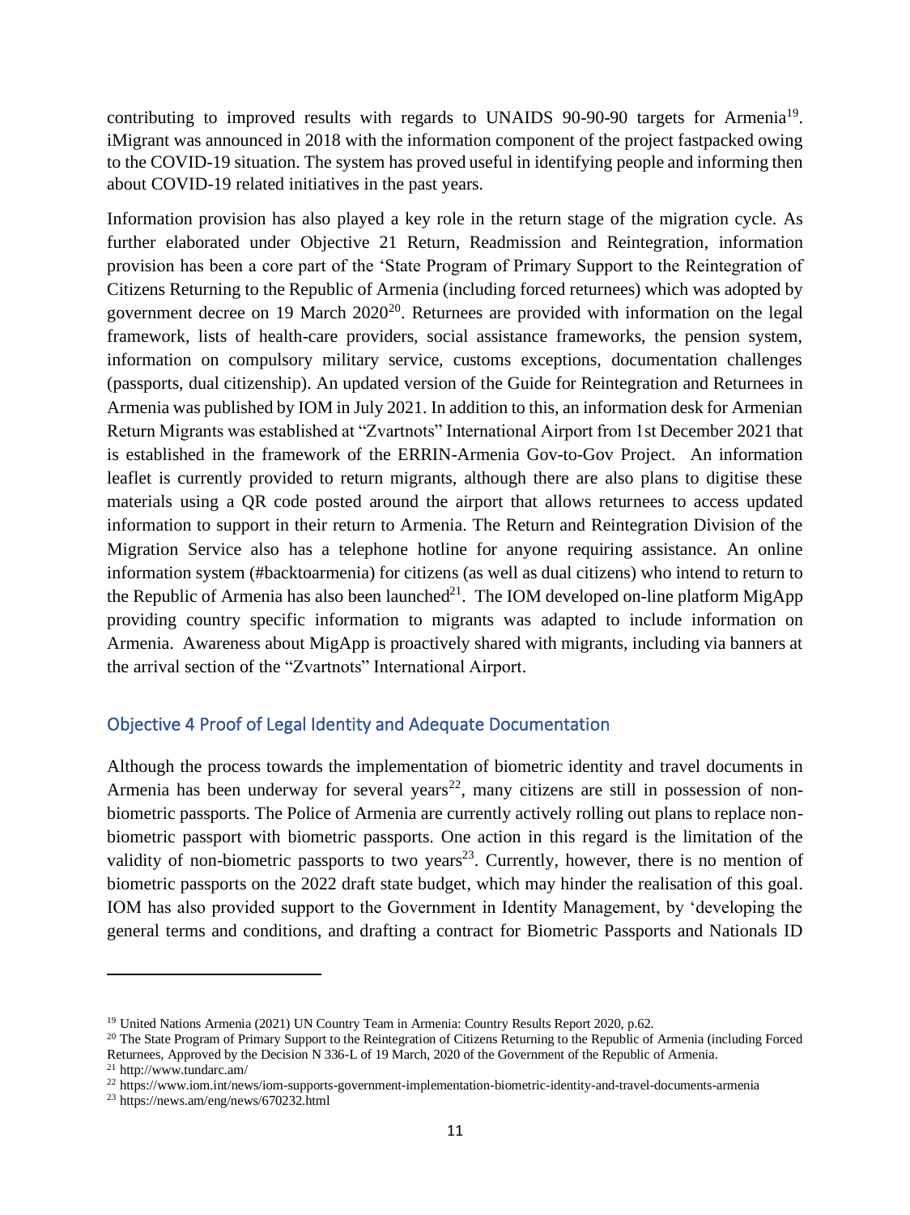contributing to improved results with regards to UNAIDS 90-90-90 targets for Armenia[19]. iMigrant was announced in 2018 with the information component of the project fastpacked owing to the COVID-19 situation. The system has proved useful in identifying people and informing then about COVID-19 related initiatives in the past years.

Information provision has also played a key role in the return stage of the migration cycle. As further elaborated under Objective 21 Return, Readmission and Reintegration, information provision has been a core part of the 'State Program of Primary Support to the Reintegration of Citizens Returning to the Republic of Armenia (including forced returnees) which was adopted by government decree on 19 March 2020[20]. Returnees are provided with information on the legal framework, lists of health-care providers, social assistance frameworks, the pension system, information on compulsory military service, customs exceptions, documentation challenges (passports, dual citizenship). An updated version of the Guide for Reintegration and Returnees in Armenia was published by IOM in July 2021. In addition to this, an information desk for Armenian Return Migrants was established at "Zvartnots" International Airport from 1st December 2021 that is established in the framework of the ERRIN-Armenia Gov-to-Gov Project. An information leaflet is currently provided to return migrants, although there are also plans to digitise these materials using a QR code posted around the airport that allows returnees to access updated information to support in their return to Armenia. The Return and Reintegration Division of the Migration Service also has a telephone hotline for anyone requiring assistance. An online information system (#backtoarmenia) for citizens (as well as dual citizens) who intend to return to the Republic of Armenia has also been launched[21]. The IOM developed on-line platform MigApp providing country specific information to migrants was adapted to include information on Armenia. Awareness about MigApp is proactively shared with migrants, including via banners at the arrival section of the "Zvartnots" International Airport.

## Objective 4 Proof of Legal Identity and Adequate Documentation

Although the process towards the implementation of biometric identity and travel documents in Armenia has been underway for several years[22], many citizens are still in possession of non-biometric passports. The Police of Armenia are currently actively rolling out plans to replace non-biometric passport with biometric passports. One action in this regard is the limitation of the validity of non-biometric passports to two years[23]. Currently, however, there is no mention of biometric passports on the 2022 draft state budget, which may hinder the realisation of this goal. IOM has also provided support to the Government in Identity Management, by 'developing the general terms and conditions, and drafting a contract for Biometric Passports and Nationals ID

---

[19] United Nations Armenia (2021) UN Country Team in Armenia: Country Results Report 2020, p.62.

[20] The State Program of Primary Support to the Reintegration of Citizens Returning to the Republic of Armenia (including Forced Returnees, Approved by the Decision N 336-L of 19 March, 2020 of the Government of the Republic of Armenia.

[21] http://www.tundarc.am/

[22] https://www.iom.int/news/iom-supports-government-implementation-biometric-identity-and-travel-documents-armenia

[23] https://news.am/eng/news/670232.html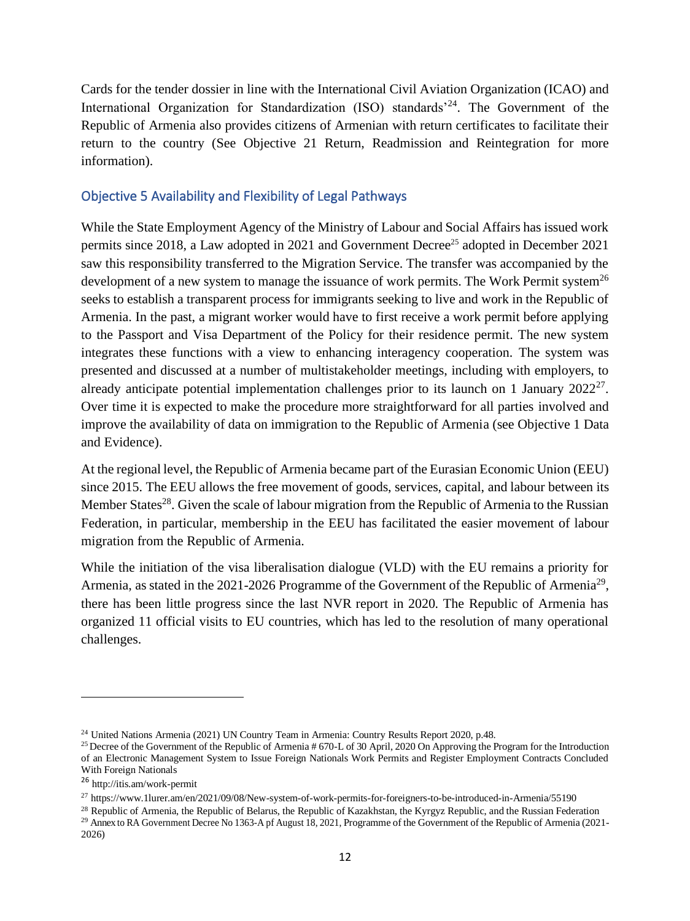Cards for the tender dossier in line with the International Civil Aviation Organization (ICAO) and International Organization for Standardization (ISO) standards'[24]. The Government of the Republic of Armenia also provides citizens of Armenian with return certificates to facilitate their return to the country (See Objective 21 Return, Readmission and Reintegration for more information).

## Objective 5 Availability and Flexibility of Legal Pathways

While the State Employment Agency of the Ministry of Labour and Social Affairs has issued work permits since 2018, a Law adopted in 2021 and Government Decree[25] adopted in December 2021 saw this responsibility transferred to the Migration Service. The transfer was accompanied by the development of a new system to manage the issuance of work permits. The Work Permit system[26] seeks to establish a transparent process for immigrants seeking to live and work in the Republic of Armenia. In the past, a migrant worker would have to first receive a work permit before applying to the Passport and Visa Department of the Policy for their residence permit. The new system integrates these functions with a view to enhancing interagency cooperation. The system was presented and discussed at a number of multistakeholder meetings, including with employers, to already anticipate potential implementation challenges prior to its launch on 1 January 2022[27]. Over time it is expected to make the procedure more straightforward for all parties involved and improve the availability of data on immigration to the Republic of Armenia (see Objective 1 Data and Evidence).

At the regional level, the Republic of Armenia became part of the Eurasian Economic Union (EEU) since 2015. The EEU allows the free movement of goods, services, capital, and labour between its Member States[28]. Given the scale of labour migration from the Republic of Armenia to the Russian Federation, in particular, membership in the EEU has facilitated the easier movement of labour migration from the Republic of Armenia.

While the initiation of the visa liberalisation dialogue (VLD) with the EU remains a priority for Armenia, as stated in the 2021-2026 Programme of the Government of the Republic of Armenia[29], there has been little progress since the last NVR report in 2020. The Republic of Armenia has organized 11 official visits to EU countries, which has led to the resolution of many operational challenges.

---

[24] United Nations Armenia (2021) UN Country Team in Armenia: Country Results Report 2020, p.48.

[25] Decree of the Government of the Republic of Armenia # 670-L of 30 April, 2020 On Approving the Program for the Introduction of an Electronic Management System to Issue Foreign Nationals Work Permits and Register Employment Contracts Concluded With Foreign Nationals

[26] http://itis.am/work-permit

[27] https://www.1lurer.am/en/2021/09/08/New-system-of-work-permits-for-foreigners-to-be-introduced-in-Armenia/55190

[28] Republic of Armenia, the Republic of Belarus, the Republic of Kazakhstan, the Kyrgyz Republic, and the Russian Federation

[29] Annex to RA Government Decree No 1363-A pf August 18, 2021, Programme of the Government of the Republic of Armenia (2021-2026)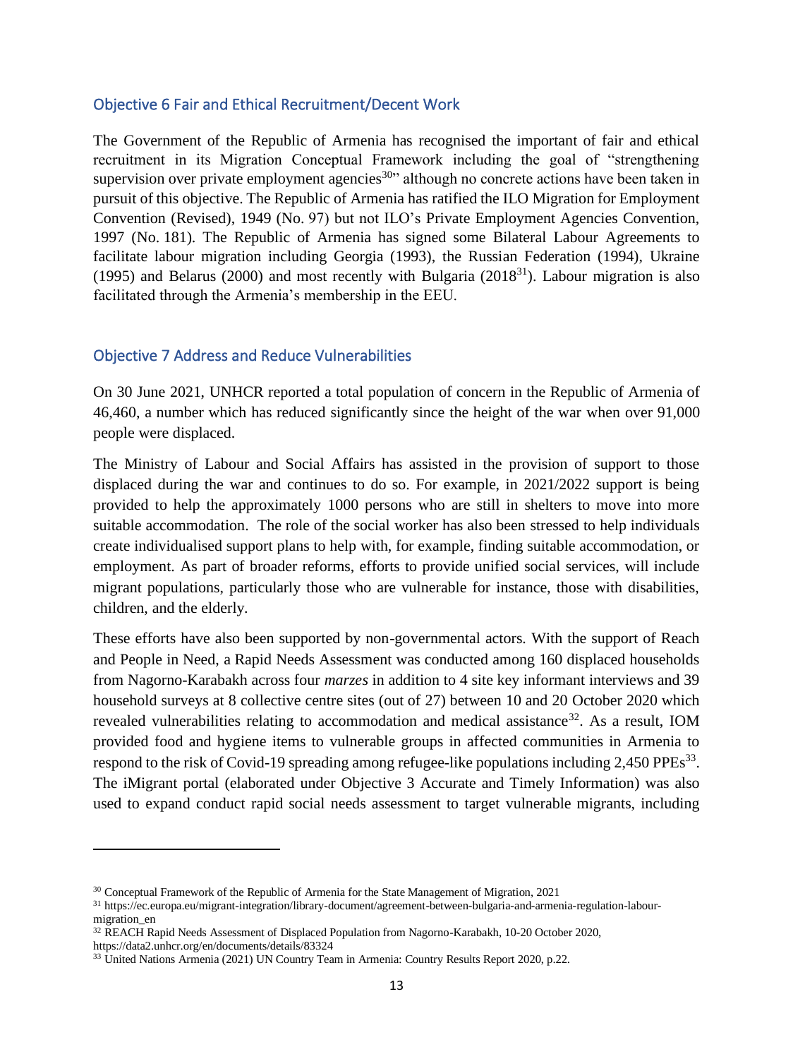## Objective 6 Fair and Ethical Recruitment/Decent Work

The Government of the Republic of Armenia has recognised the important of fair and ethical recruitment in its Migration Conceptual Framework including the goal of "strengthening supervision over private employment agencies[30]" although no concrete actions have been taken in pursuit of this objective. The Republic of Armenia has ratified the ILO Migration for Employment Convention (Revised), 1949 (No. 97) but not ILO's Private Employment Agencies Convention, 1997 (No. 181). The Republic of Armenia has signed some Bilateral Labour Agreements to facilitate labour migration including Georgia (1993), the Russian Federation (1994), Ukraine (1995) and Belarus (2000) and most recently with Bulgaria (2018[31]). Labour migration is also facilitated through the Armenia's membership in the EEU.

## Objective 7 Address and Reduce Vulnerabilities

On 30 June 2021, UNHCR reported a total population of concern in the Republic of Armenia of 46,460, a number which has reduced significantly since the height of the war when over 91,000 people were displaced.

The Ministry of Labour and Social Affairs has assisted in the provision of support to those displaced during the war and continues to do so. For example, in 2021/2022 support is being provided to help the approximately 1000 persons who are still in shelters to move into more suitable accommodation. The role of the social worker has also been stressed to help individuals create individualised support plans to help with, for example, finding suitable accommodation, or employment. As part of broader reforms, efforts to provide unified social services, will include migrant populations, particularly those who are vulnerable for instance, those with disabilities, children, and the elderly.

These efforts have also been supported by non-governmental actors. With the support of Reach and People in Need, a Rapid Needs Assessment was conducted among 160 displaced households from Nagorno-Karabakh across four *marzes* in addition to 4 site key informant interviews and 39 household surveys at 8 collective centre sites (out of 27) between 10 and 20 October 2020 which revealed vulnerabilities relating to accommodation and medical assistance[32]. As a result, IOM provided food and hygiene items to vulnerable groups in affected communities in Armenia to respond to the risk of Covid-19 spreading among refugee-like populations including 2,450 PPEs[33]. The iMigrant portal (elaborated under Objective 3 Accurate and Timely Information) was also used to expand conduct rapid social needs assessment to target vulnerable migrants, including

---

[30] Conceptual Framework of the Republic of Armenia for the State Management of Migration, 2021

[31] https://ec.europa.eu/migrant-integration/library-document/agreement-between-bulgaria-and-armenia-regulation-labour-migration_en

[32] REACH Rapid Needs Assessment of Displaced Population from Nagorno-Karabakh, 10-20 October 2020, https://data2.unhcr.org/en/documents/details/83324

[33] United Nations Armenia (2021) UN Country Team in Armenia: Country Results Report 2020, p.22.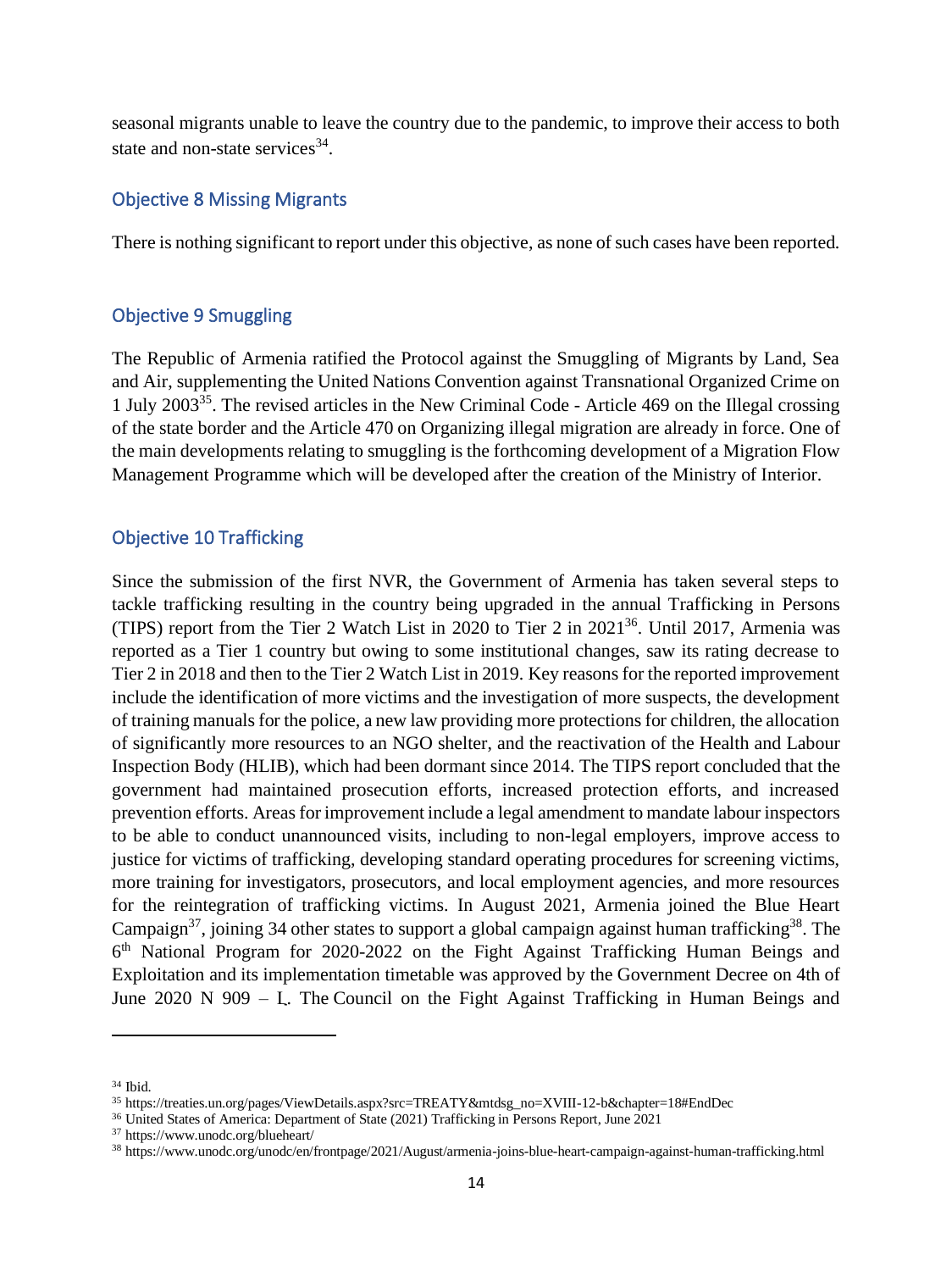seasonal migrants unable to leave the country due to the pandemic, to improve their access to both state and non-state services[34].

## Objective 8 Missing Migrants

There is nothing significant to report under this objective, as none of such cases have been reported.

## Objective 9 Smuggling

The Republic of Armenia ratified the Protocol against the Smuggling of Migrants by Land, Sea and Air, supplementing the United Nations Convention against Transnational Organized Crime on 1 July 2003[35]. The revised articles in the New Criminal Code - Article 469 on the Illegal crossing of the state border and the Article 470 on Organizing illegal migration are already in force. One of the main developments relating to smuggling is the forthcoming development of a Migration Flow Management Programme which will be developed after the creation of the Ministry of Interior.

## Objective 10 Trafficking

Since the submission of the first NVR, the Government of Armenia has taken several steps to tackle trafficking resulting in the country being upgraded in the annual Trafficking in Persons (TIPS) report from the Tier 2 Watch List in 2020 to Tier 2 in 2021[36]. Until 2017, Armenia was reported as a Tier 1 country but owing to some institutional changes, saw its rating decrease to Tier 2 in 2018 and then to the Tier 2 Watch List in 2019. Key reasons for the reported improvement include the identification of more victims and the investigation of more suspects, the development of training manuals for the police, a new law providing more protections for children, the allocation of significantly more resources to an NGO shelter, and the reactivation of the Health and Labour Inspection Body (HLIB), which had been dormant since 2014. The TIPS report concluded that the government had maintained prosecution efforts, increased protection efforts, and increased prevention efforts. Areas for improvement include a legal amendment to mandate labour inspectors to be able to conduct unannounced visits, including to non-legal employers, improve access to justice for victims of trafficking, developing standard operating procedures for screening victims, more training for investigators, prosecutors, and local employment agencies, and more resources for the reintegration of trafficking victims. In August 2021, Armenia joined the Blue Heart Campaign[37], joining 34 other states to support a global campaign against human trafficking[38]. The 6th National Program for 2020-2022 on the Fight Against Trafficking Human Beings and Exploitation and its implementation timetable was approved by the Government Decree on 4th of June 2020 N 909 – Լ. The Council on the Fight Against Trafficking in Human Beings and

---

[34] Ibid.

[35] https://treaties.un.org/pages/ViewDetails.aspx?src=TREATY&mtdsg_no=XVIII-12-b&chapter=18#EndDec

[36] United States of America: Department of State (2021) Trafficking in Persons Report, June 2021

[37] https://www.unodc.org/blueheart/

[38] https://www.unodc.org/unodc/en/frontpage/2021/August/armenia-joins-blue-heart-campaign-against-human-trafficking.html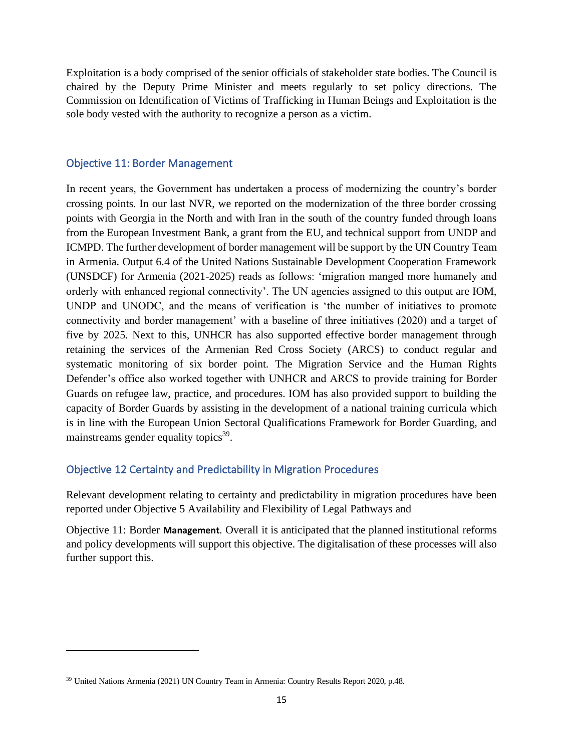Exploitation is a body comprised of the senior officials of stakeholder state bodies. The Council is chaired by the Deputy Prime Minister and meets regularly to set policy directions. The Commission on Identification of Victims of Trafficking in Human Beings and Exploitation is the sole body vested with the authority to recognize a person as a victim.

### Objective 11: Border Management

In recent years, the Government has undertaken a process of modernizing the country's border crossing points. In our last NVR, we reported on the modernization of the three border crossing points with Georgia in the North and with Iran in the south of the country funded through loans from the European Investment Bank, a grant from the EU, and technical support from UNDP and ICMPD. The further development of border management will be support by the UN Country Team in Armenia. Output 6.4 of the United Nations Sustainable Development Cooperation Framework (UNSDCF) for Armenia (2021-2025) reads as follows: 'migration manged more humanely and orderly with enhanced regional connectivity'. The UN agencies assigned to this output are IOM, UNDP and UNODC, and the means of verification is 'the number of initiatives to promote connectivity and border management' with a baseline of three initiatives (2020) and a target of five by 2025. Next to this, UNHCR has also supported effective border management through retaining the services of the Armenian Red Cross Society (ARCS) to conduct regular and systematic monitoring of six border point. The Migration Service and the Human Rights Defender's office also worked together with UNHCR and ARCS to provide training for Border Guards on refugee law, practice, and procedures. IOM has also provided support to building the capacity of Border Guards by assisting in the development of a national training curricula which is in line with the European Union Sectoral Qualifications Framework for Border Guarding, and mainstreams gender equality topics[39].

### Objective 12 Certainty and Predictability in Migration Procedures

Relevant development relating to certainty and predictability in migration procedures have been reported under Objective 5 Availability and Flexibility of Legal Pathways and

Objective 11: Border **Management**. Overall it is anticipated that the planned institutional reforms and policy developments will support this objective. The digitalisation of these processes will also further support this.

[39] United Nations Armenia (2021) UN Country Team in Armenia: Country Results Report 2020, p.48.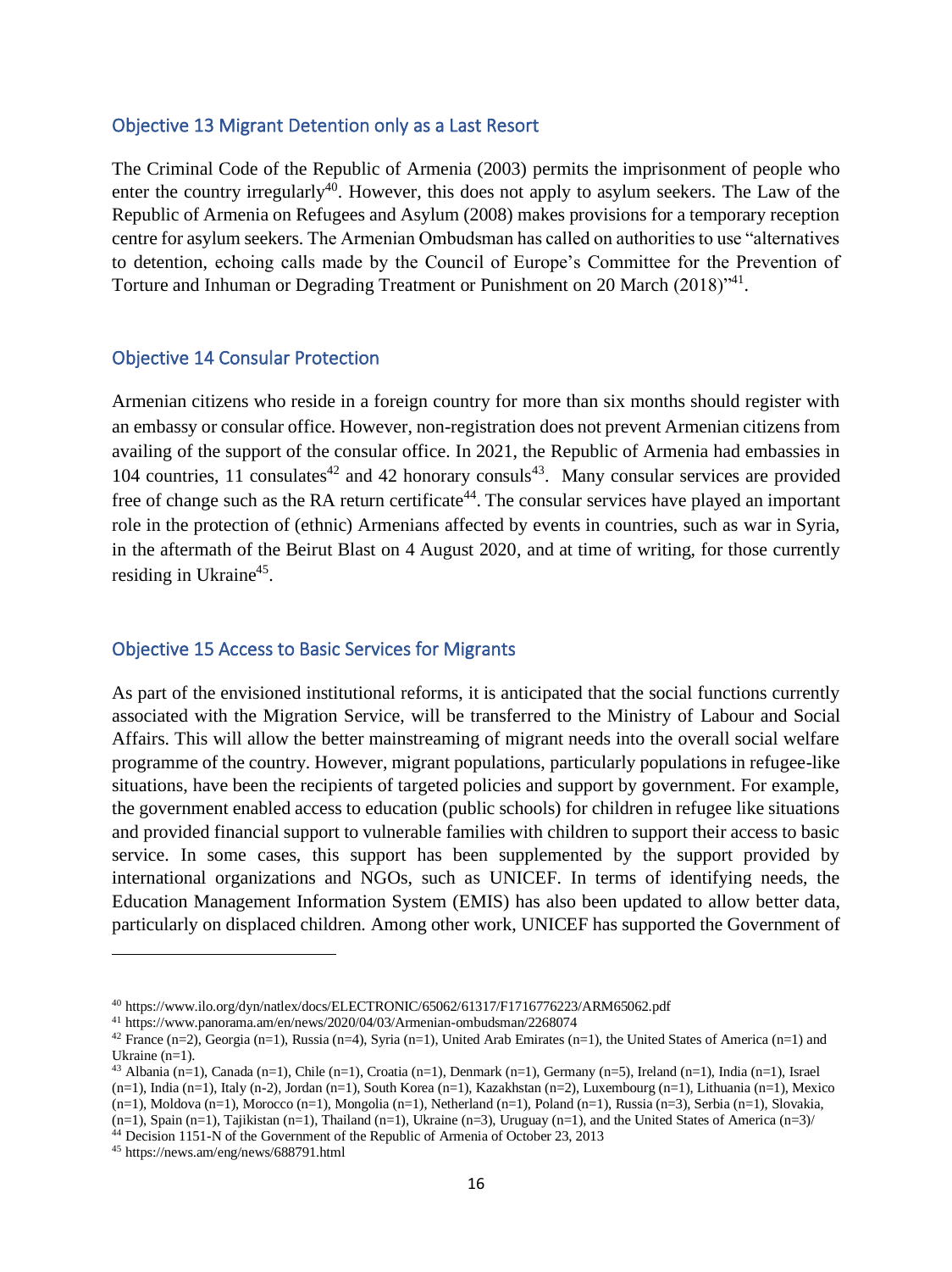## Objective 13 Migrant Detention only as a Last Resort

The Criminal Code of the Republic of Armenia (2003) permits the imprisonment of people who enter the country irregularly[40]. However, this does not apply to asylum seekers. The Law of the Republic of Armenia on Refugees and Asylum (2008) makes provisions for a temporary reception centre for asylum seekers. The Armenian Ombudsman has called on authorities to use "alternatives to detention, echoing calls made by the Council of Europe's Committee for the Prevention of Torture and Inhuman or Degrading Treatment or Punishment on 20 March (2018)"[41].

## Objective 14 Consular Protection

Armenian citizens who reside in a foreign country for more than six months should register with an embassy or consular office. However, non-registration does not prevent Armenian citizens from availing of the support of the consular office. In 2021, the Republic of Armenia had embassies in 104 countries, 11 consulates[42] and 42 honorary consuls[43]. Many consular services are provided free of change such as the RA return certificate[44]. The consular services have played an important role in the protection of (ethnic) Armenians affected by events in countries, such as war in Syria, in the aftermath of the Beirut Blast on 4 August 2020, and at time of writing, for those currently residing in Ukraine[45].

## Objective 15 Access to Basic Services for Migrants

As part of the envisioned institutional reforms, it is anticipated that the social functions currently associated with the Migration Service, will be transferred to the Ministry of Labour and Social Affairs. This will allow the better mainstreaming of migrant needs into the overall social welfare programme of the country. However, migrant populations, particularly populations in refugee-like situations, have been the recipients of targeted policies and support by government. For example, the government enabled access to education (public schools) for children in refugee like situations and provided financial support to vulnerable families with children to support their access to basic service. In some cases, this support has been supplemented by the support provided by international organizations and NGOs, such as UNICEF. In terms of identifying needs, the Education Management Information System (EMIS) has also been updated to allow better data, particularly on displaced children. Among other work, UNICEF has supported the Government of

---

[40] https://www.ilo.org/dyn/natlex/docs/ELECTRONIC/65062/61317/F1716776223/ARM65062.pdf

[41] https://www.panorama.am/en/news/2020/04/03/Armenian-ombudsman/2268074

[42] France (n=2), Georgia (n=1), Russia (n=4), Syria (n=1), United Arab Emirates (n=1), the United States of America (n=1) and Ukraine (n=1).

[43] Albania (n=1), Canada (n=1), Chile (n=1), Croatia (n=1), Denmark (n=1), Germany (n=5), Ireland (n=1), India (n=1), Israel (n=1), India (n=1), Italy (n-2), Jordan (n=1), South Korea (n=1), Kazakhstan (n=2), Luxembourg (n=1), Lithuania (n=1), Mexico (n=1), Moldova (n=1), Morocco (n=1), Mongolia (n=1), Netherland (n=1), Poland (n=1), Russia (n=3), Serbia (n=1), Slovakia, (n=1), Spain (n=1), Tajikistan (n=1), Thailand (n=1), Ukraine (n=3), Uruguay (n=1), and the United States of America (n=3)/

[44] Decision 1151-N of the Government of the Republic of Armenia of October 23, 2013

[45] https://news.am/eng/news/688791.html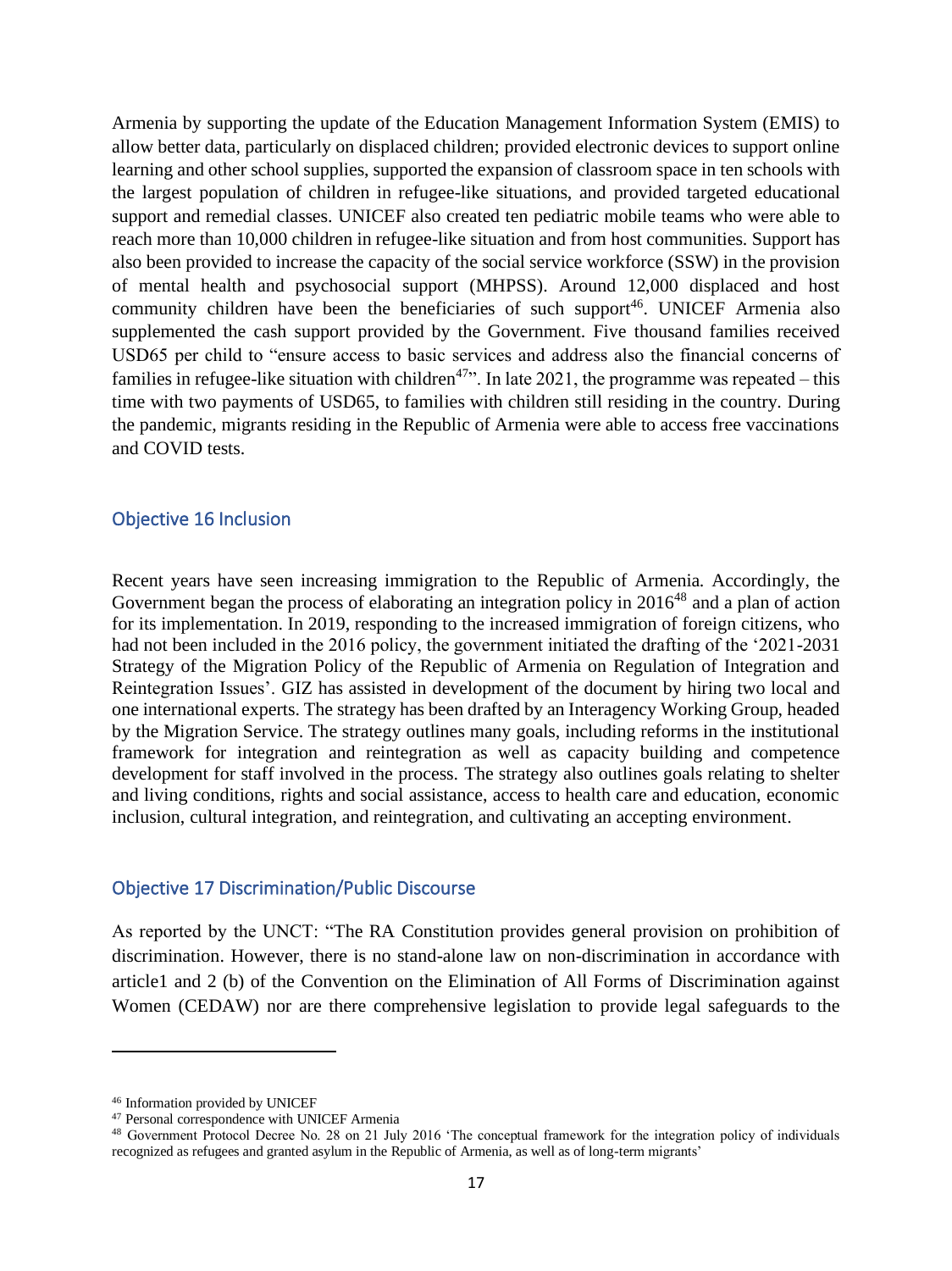Armenia by supporting the update of the Education Management Information System (EMIS) to allow better data, particularly on displaced children; provided electronic devices to support online learning and other school supplies, supported the expansion of classroom space in ten schools with the largest population of children in refugee-like situations, and provided targeted educational support and remedial classes. UNICEF also created ten pediatric mobile teams who were able to reach more than 10,000 children in refugee-like situation and from host communities. Support has also been provided to increase the capacity of the social service workforce (SSW) in the provision of mental health and psychosocial support (MHPSS). Around 12,000 displaced and host community children have been the beneficiaries of such support[46]. UNICEF Armenia also supplemented the cash support provided by the Government. Five thousand families received USD65 per child to "ensure access to basic services and address also the financial concerns of families in refugee-like situation with children[47]". In late 2021, the programme was repeated – this time with two payments of USD65, to families with children still residing in the country. During the pandemic, migrants residing in the Republic of Armenia were able to access free vaccinations and COVID tests.

## Objective 16 Inclusion

Recent years have seen increasing immigration to the Republic of Armenia. Accordingly, the Government began the process of elaborating an integration policy in 2016[48] and a plan of action for its implementation. In 2019, responding to the increased immigration of foreign citizens, who had not been included in the 2016 policy, the government initiated the drafting of the '2021-2031 Strategy of the Migration Policy of the Republic of Armenia on Regulation of Integration and Reintegration Issues'. GIZ has assisted in development of the document by hiring two local and one international experts. The strategy has been drafted by an Interagency Working Group, headed by the Migration Service. The strategy outlines many goals, including reforms in the institutional framework for integration and reintegration as well as capacity building and competence development for staff involved in the process. The strategy also outlines goals relating to shelter and living conditions, rights and social assistance, access to health care and education, economic inclusion, cultural integration, and reintegration, and cultivating an accepting environment.

## Objective 17 Discrimination/Public Discourse

As reported by the UNCT: "The RA Constitution provides general provision on prohibition of discrimination. However, there is no stand-alone law on non-discrimination in accordance with article1 and 2 (b) of the Convention on the Elimination of All Forms of Discrimination against Women (CEDAW) nor are there comprehensive legislation to provide legal safeguards to the

---

[46] Information provided by UNICEF

[47] Personal correspondence with UNICEF Armenia

[48] Government Protocol Decree No. 28 on 21 July 2016 'The conceptual framework for the integration policy of individuals recognized as refugees and granted asylum in the Republic of Armenia, as well as of long-term migrants'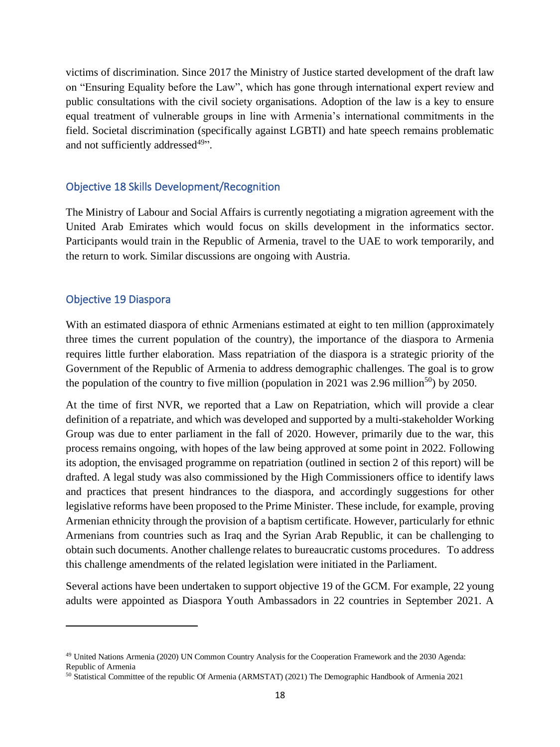victims of discrimination. Since 2017 the Ministry of Justice started development of the draft law on "Ensuring Equality before the Law", which has gone through international expert review and public consultations with the civil society organisations. Adoption of the law is a key to ensure equal treatment of vulnerable groups in line with Armenia's international commitments in the field. Societal discrimination (specifically against LGBTI) and hate speech remains problematic and not sufficiently addressed[49]".

### Objective 18 Skills Development/Recognition

The Ministry of Labour and Social Affairs is currently negotiating a migration agreement with the United Arab Emirates which would focus on skills development in the informatics sector. Participants would train in the Republic of Armenia, travel to the UAE to work temporarily, and the return to work. Similar discussions are ongoing with Austria.

### Objective 19 Diaspora

With an estimated diaspora of ethnic Armenians estimated at eight to ten million (approximately three times the current population of the country), the importance of the diaspora to Armenia requires little further elaboration. Mass repatriation of the diaspora is a strategic priority of the Government of the Republic of Armenia to address demographic challenges. The goal is to grow the population of the country to five million (population in 2021 was 2.96 million[50]) by 2050.

At the time of first NVR, we reported that a Law on Repatriation, which will provide a clear definition of a repatriate, and which was developed and supported by a multi-stakeholder Working Group was due to enter parliament in the fall of 2020. However, primarily due to the war, this process remains ongoing, with hopes of the law being approved at some point in 2022. Following its adoption, the envisaged programme on repatriation (outlined in section 2 of this report) will be drafted. A legal study was also commissioned by the High Commissioners office to identify laws and practices that present hindrances to the diaspora, and accordingly suggestions for other legislative reforms have been proposed to the Prime Minister. These include, for example, proving Armenian ethnicity through the provision of a baptism certificate. However, particularly for ethnic Armenians from countries such as Iraq and the Syrian Arab Republic, it can be challenging to obtain such documents. Another challenge relates to bureaucratic customs procedures. To address this challenge amendments of the related legislation were initiated in the Parliament.

Several actions have been undertaken to support objective 19 of the GCM. For example, 22 young adults were appointed as Diaspora Youth Ambassadors in 22 countries in September 2021. A

---

[49] United Nations Armenia (2020) UN Common Country Analysis for the Cooperation Framework and the 2030 Agenda: Republic of Armenia

[50] Statistical Committee of the republic Of Armenia (ARMSTAT) (2021) The Demographic Handbook of Armenia 2021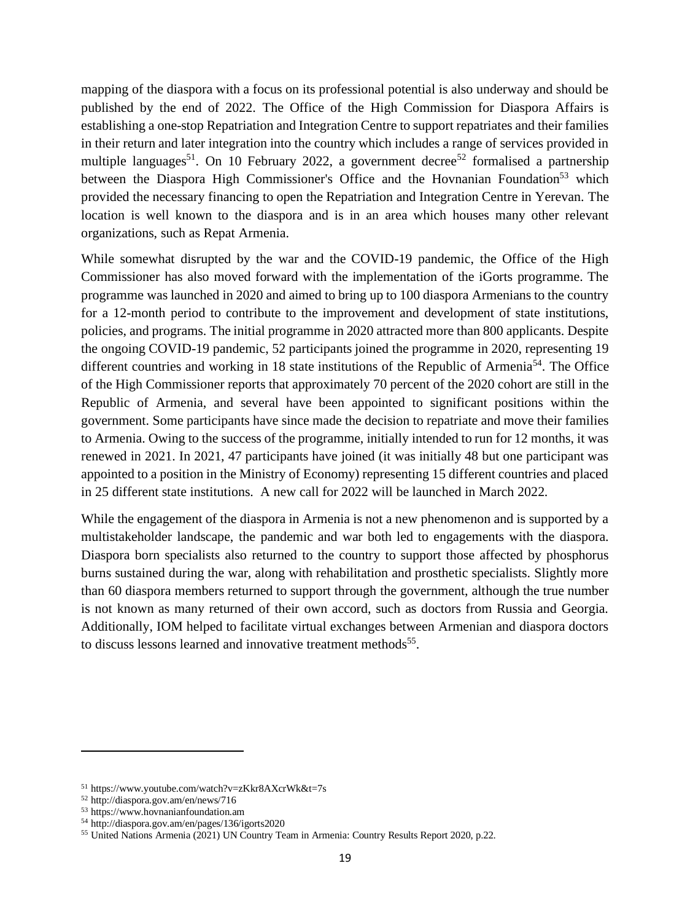mapping of the diaspora with a focus on its professional potential is also underway and should be published by the end of 2022. The Office of the High Commission for Diaspora Affairs is establishing a one-stop Repatriation and Integration Centre to support repatriates and their families in their return and later integration into the country which includes a range of services provided in multiple languages[51]. On 10 February 2022, a government decree[52] formalised a partnership between the Diaspora High Commissioner's Office and the Hovnanian Foundation[53] which provided the necessary financing to open the Repatriation and Integration Centre in Yerevan. The location is well known to the diaspora and is in an area which houses many other relevant organizations, such as Repat Armenia.

While somewhat disrupted by the war and the COVID-19 pandemic, the Office of the High Commissioner has also moved forward with the implementation of the iGorts programme. The programme was launched in 2020 and aimed to bring up to 100 diaspora Armenians to the country for a 12-month period to contribute to the improvement and development of state institutions, policies, and programs. The initial programme in 2020 attracted more than 800 applicants. Despite the ongoing COVID-19 pandemic, 52 participants joined the programme in 2020, representing 19 different countries and working in 18 state institutions of the Republic of Armenia[54]. The Office of the High Commissioner reports that approximately 70 percent of the 2020 cohort are still in the Republic of Armenia, and several have been appointed to significant positions within the government. Some participants have since made the decision to repatriate and move their families to Armenia. Owing to the success of the programme, initially intended to run for 12 months, it was renewed in 2021. In 2021, 47 participants have joined (it was initially 48 but one participant was appointed to a position in the Ministry of Economy) representing 15 different countries and placed in 25 different state institutions. A new call for 2022 will be launched in March 2022.

While the engagement of the diaspora in Armenia is not a new phenomenon and is supported by a multistakeholder landscape, the pandemic and war both led to engagements with the diaspora. Diaspora born specialists also returned to the country to support those affected by phosphorus burns sustained during the war, along with rehabilitation and prosthetic specialists. Slightly more than 60 diaspora members returned to support through the government, although the true number is not known as many returned of their own accord, such as doctors from Russia and Georgia. Additionally, IOM helped to facilitate virtual exchanges between Armenian and diaspora doctors to discuss lessons learned and innovative treatment methods[55].

---

[51] https://www.youtube.com/watch?v=zKkr8AXcrWk&t=7s

[52] http://diaspora.gov.am/en/news/716

[53] https://www.hovnanianfoundation.am

[54] http://diaspora.gov.am/en/pages/136/igorts2020

[55] United Nations Armenia (2021) UN Country Team in Armenia: Country Results Report 2020, p.22.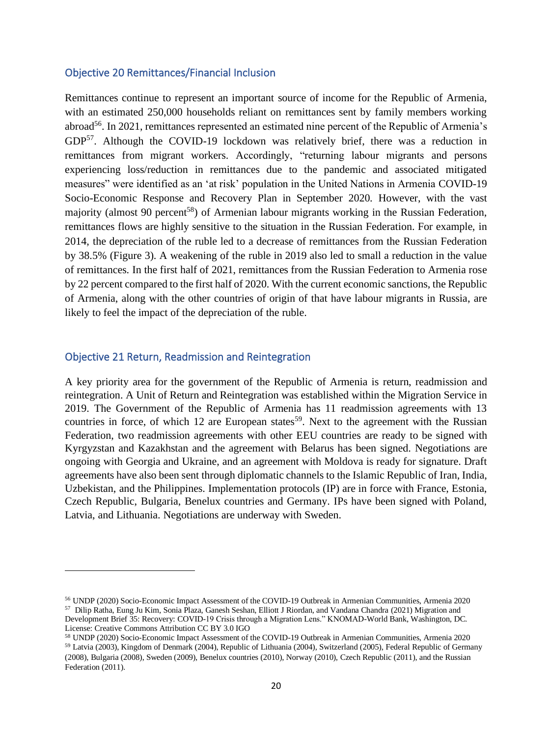## Objective 20 Remittances/Financial Inclusion

Remittances continue to represent an important source of income for the Republic of Armenia, with an estimated 250,000 households reliant on remittances sent by family members working abroad[56]. In 2021, remittances represented an estimated nine percent of the Republic of Armenia's GDP[57]. Although the COVID-19 lockdown was relatively brief, there was a reduction in remittances from migrant workers. Accordingly, "returning labour migrants and persons experiencing loss/reduction in remittances due to the pandemic and associated mitigated measures" were identified as an 'at risk' population in the United Nations in Armenia COVID-19 Socio-Economic Response and Recovery Plan in September 2020. However, with the vast majority (almost 90 percent[58]) of Armenian labour migrants working in the Russian Federation, remittances flows are highly sensitive to the situation in the Russian Federation. For example, in 2014, the depreciation of the ruble led to a decrease of remittances from the Russian Federation by 38.5% (Figure 3). A weakening of the ruble in 2019 also led to small a reduction in the value of remittances. In the first half of 2021, remittances from the Russian Federation to Armenia rose by 22 percent compared to the first half of 2020. With the current economic sanctions, the Republic of Armenia, along with the other countries of origin of that have labour migrants in Russia, are likely to feel the impact of the depreciation of the ruble.

## Objective 21 Return, Readmission and Reintegration

A key priority area for the government of the Republic of Armenia is return, readmission and reintegration. A Unit of Return and Reintegration was established within the Migration Service in 2019. The Government of the Republic of Armenia has 11 readmission agreements with 13 countries in force, of which 12 are European states[59]. Next to the agreement with the Russian Federation, two readmission agreements with other EEU countries are ready to be signed with Kyrgyzstan and Kazakhstan and the agreement with Belarus has been signed. Negotiations are ongoing with Georgia and Ukraine, and an agreement with Moldova is ready for signature. Draft agreements have also been sent through diplomatic channels to the Islamic Republic of Iran, India, Uzbekistan, and the Philippines. Implementation protocols (IP) are in force with France, Estonia, Czech Republic, Bulgaria, Benelux countries and Germany. IPs have been signed with Poland, Latvia, and Lithuania. Negotiations are underway with Sweden.

---

[56] UNDP (2020) Socio-Economic Impact Assessment of the COVID-19 Outbreak in Armenian Communities, Armenia 2020

[57] Dilip Ratha, Eung Ju Kim, Sonia Plaza, Ganesh Seshan, Elliott J Riordan, and Vandana Chandra (2021) Migration and Development Brief 35: Recovery: COVID-19 Crisis through a Migration Lens." KNOMAD-World Bank, Washington, DC. License: Creative Commons Attribution CC BY 3.0 IGO

[58] UNDP (2020) Socio-Economic Impact Assessment of the COVID-19 Outbreak in Armenian Communities, Armenia 2020

[59] Latvia (2003), Kingdom of Denmark (2004), Republic of Lithuania (2004), Switzerland (2005), Federal Republic of Germany (2008), Bulgaria (2008), Sweden (2009), Benelux countries (2010), Norway (2010), Czech Republic (2011), and the Russian Federation (2011).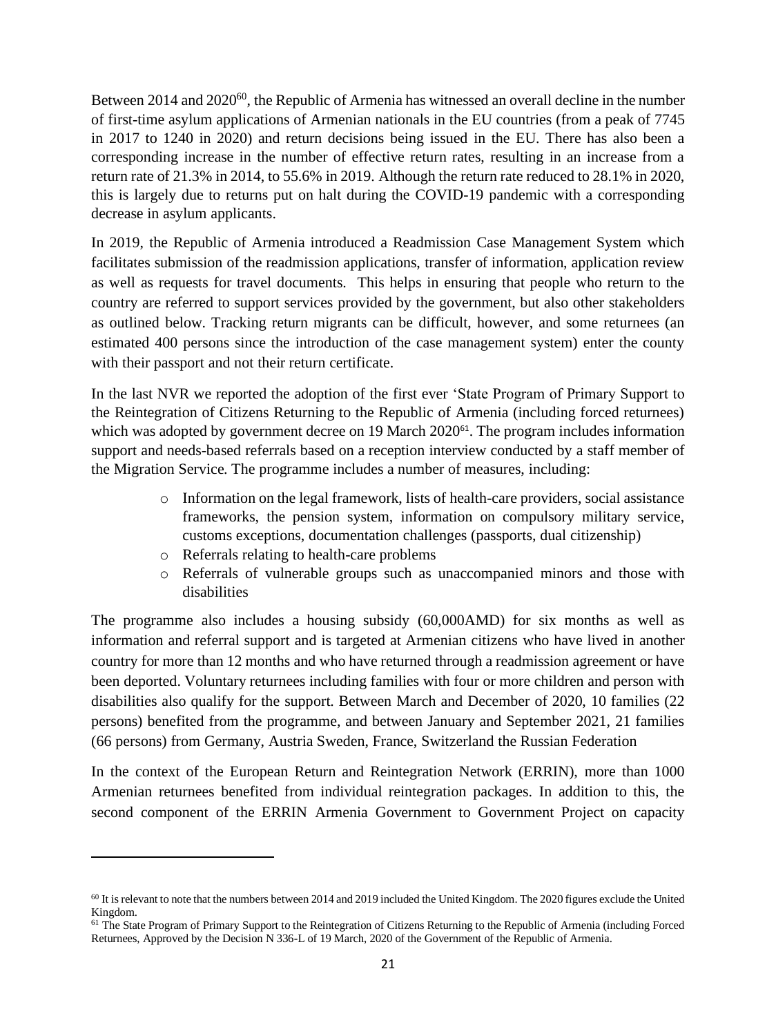Between 2014 and 2020[60], the Republic of Armenia has witnessed an overall decline in the number of first-time asylum applications of Armenian nationals in the EU countries (from a peak of 7745 in 2017 to 1240 in 2020) and return decisions being issued in the EU. There has also been a corresponding increase in the number of effective return rates, resulting in an increase from a return rate of 21.3% in 2014, to 55.6% in 2019. Although the return rate reduced to 28.1% in 2020, this is largely due to returns put on halt during the COVID-19 pandemic with a corresponding decrease in asylum applicants.

In 2019, the Republic of Armenia introduced a Readmission Case Management System which facilitates submission of the readmission applications, transfer of information, application review as well as requests for travel documents. This helps in ensuring that people who return to the country are referred to support services provided by the government, but also other stakeholders as outlined below. Tracking return migrants can be difficult, however, and some returnees (an estimated 400 persons since the introduction of the case management system) enter the county with their passport and not their return certificate.

In the last NVR we reported the adoption of the first ever 'State Program of Primary Support to the Reintegration of Citizens Returning to the Republic of Armenia (including forced returnees) which was adopted by government decree on 19 March 2020[61]. The program includes information support and needs-based referrals based on a reception interview conducted by a staff member of the Migration Service. The programme includes a number of measures, including:

- Information on the legal framework, lists of health-care providers, social assistance frameworks, the pension system, information on compulsory military service, customs exceptions, documentation challenges (passports, dual citizenship)
- Referrals relating to health-care problems
- Referrals of vulnerable groups such as unaccompanied minors and those with disabilities

The programme also includes a housing subsidy (60,000AMD) for six months as well as information and referral support and is targeted at Armenian citizens who have lived in another country for more than 12 months and who have returned through a readmission agreement or have been deported. Voluntary returnees including families with four or more children and person with disabilities also qualify for the support. Between March and December of 2020, 10 families (22 persons) benefited from the programme, and between January and September 2021, 21 families (66 persons) from Germany, Austria Sweden, France, Switzerland the Russian Federation

In the context of the European Return and Reintegration Network (ERRIN), more than 1000 Armenian returnees benefited from individual reintegration packages. In addition to this, the second component of the ERRIN Armenia Government to Government Project on capacity

[60] It is relevant to note that the numbers between 2014 and 2019 included the United Kingdom. The 2020 figures exclude the United Kingdom.

[61] The State Program of Primary Support to the Reintegration of Citizens Returning to the Republic of Armenia (including Forced Returnees, Approved by the Decision N 336-L of 19 March, 2020 of the Government of the Republic of Armenia.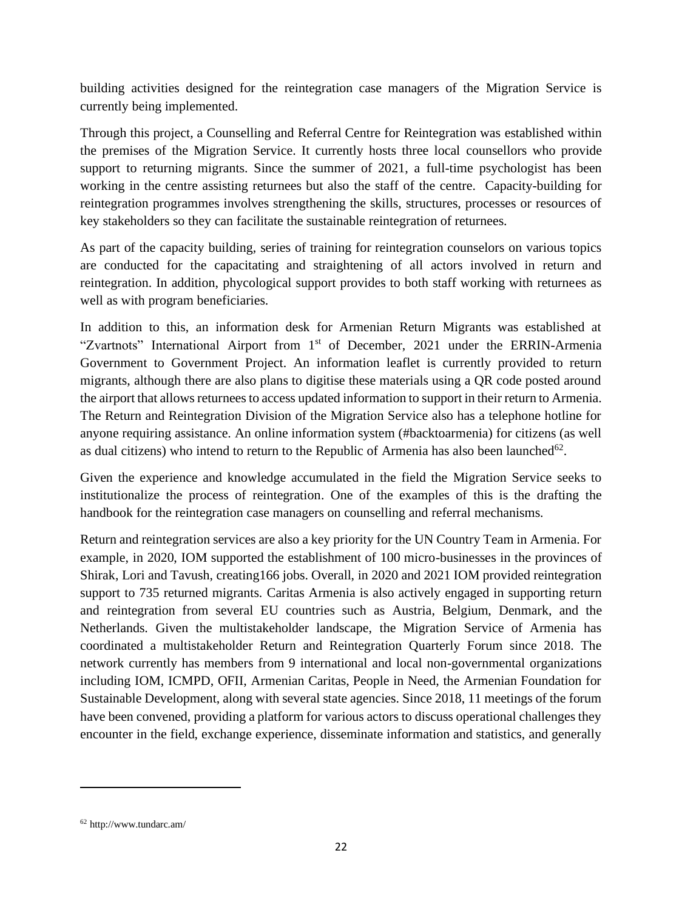building activities designed for the reintegration case managers of the Migration Service is currently being implemented.

Through this project, a Counselling and Referral Centre for Reintegration was established within the premises of the Migration Service. It currently hosts three local counsellors who provide support to returning migrants. Since the summer of 2021, a full-time psychologist has been working in the centre assisting returnees but also the staff of the centre. Capacity-building for reintegration programmes involves strengthening the skills, structures, processes or resources of key stakeholders so they can facilitate the sustainable reintegration of returnees.

As part of the capacity building, series of training for reintegration counselors on various topics are conducted for the capacitating and straightening of all actors involved in return and reintegration. In addition, phycological support provides to both staff working with returnees as well as with program beneficiaries.

In addition to this, an information desk for Armenian Return Migrants was established at "Zvartnots" International Airport from 1st of December, 2021 under the ERRIN-Armenia Government to Government Project. An information leaflet is currently provided to return migrants, although there are also plans to digitise these materials using a QR code posted around the airport that allows returnees to access updated information to support in their return to Armenia. The Return and Reintegration Division of the Migration Service also has a telephone hotline for anyone requiring assistance. An online information system (#backtoarmenia) for citizens (as well as dual citizens) who intend to return to the Republic of Armenia has also been launched[62].

Given the experience and knowledge accumulated in the field the Migration Service seeks to institutionalize the process of reintegration. One of the examples of this is the drafting the handbook for the reintegration case managers on counselling and referral mechanisms.

Return and reintegration services are also a key priority for the UN Country Team in Armenia. For example, in 2020, IOM supported the establishment of 100 micro-businesses in the provinces of Shirak, Lori and Tavush, creating166 jobs. Overall, in 2020 and 2021 IOM provided reintegration support to 735 returned migrants. Caritas Armenia is also actively engaged in supporting return and reintegration from several EU countries such as Austria, Belgium, Denmark, and the Netherlands. Given the multistakeholder landscape, the Migration Service of Armenia has coordinated a multistakeholder Return and Reintegration Quarterly Forum since 2018. The network currently has members from 9 international and local non-governmental organizations including IOM, ICMPD, OFII, Armenian Caritas, People in Need, the Armenian Foundation for Sustainable Development, along with several state agencies. Since 2018, 11 meetings of the forum have been convened, providing a platform for various actors to discuss operational challenges they encounter in the field, exchange experience, disseminate information and statistics, and generally

---

[62] http://www.tundarc.am/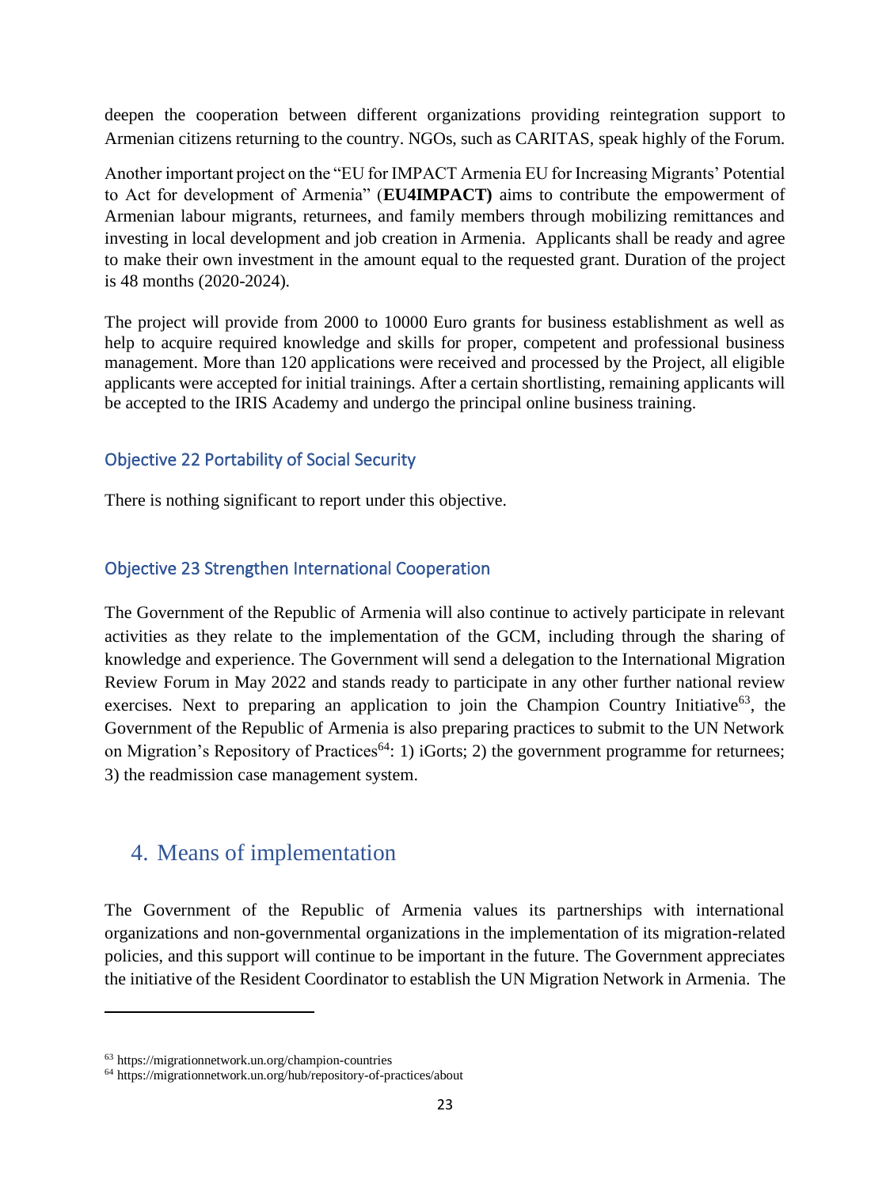deepen the cooperation between different organizations providing reintegration support to Armenian citizens returning to the country. NGOs, such as CARITAS, speak highly of the Forum.

Another important project on the "EU for IMPACT Armenia EU for Increasing Migrants' Potential to Act for development of Armenia" (**EU4IMPACT)** aims to contribute the empowerment of Armenian labour migrants, returnees, and family members through mobilizing remittances and investing in local development and job creation in Armenia. Applicants shall be ready and agree to make their own investment in the amount equal to the requested grant. Duration of the project is 48 months (2020-2024).

The project will provide from 2000 to 10000 Euro grants for business establishment as well as help to acquire required knowledge and skills for proper, competent and professional business management. More than 120 applications were received and processed by the Project, all eligible applicants were accepted for initial trainings. After a certain shortlisting, remaining applicants will be accepted to the IRIS Academy and undergo the principal online business training.

### Objective 22 Portability of Social Security

There is nothing significant to report under this objective.

### Objective 23 Strengthen International Cooperation

The Government of the Republic of Armenia will also continue to actively participate in relevant activities as they relate to the implementation of the GCM, including through the sharing of knowledge and experience. The Government will send a delegation to the International Migration Review Forum in May 2022 and stands ready to participate in any other further national review exercises. Next to preparing an application to join the Champion Country Initiative[63], the Government of the Republic of Armenia is also preparing practices to submit to the UN Network on Migration's Repository of Practices[64]: 1) iGorts; 2) the government programme for returnees; 3) the readmission case management system.

## 4. Means of implementation

The Government of the Republic of Armenia values its partnerships with international organizations and non-governmental organizations in the implementation of its migration-related policies, and this support will continue to be important in the future. The Government appreciates the initiative of the Resident Coordinator to establish the UN Migration Network in Armenia. The

---

[63] https://migrationnetwork.un.org/champion-countries

[64] https://migrationnetwork.un.org/hub/repository-of-practices/about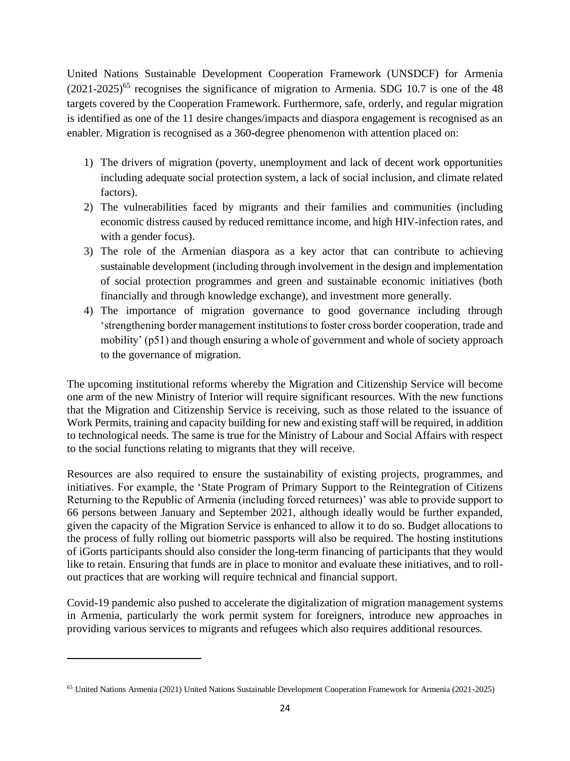United Nations Sustainable Development Cooperation Framework (UNSDCF) for Armenia (2021-2025)[65] recognises the significance of migration to Armenia. SDG 10.7 is one of the 48 targets covered by the Cooperation Framework. Furthermore, safe, orderly, and regular migration is identified as one of the 11 desire changes/impacts and diaspora engagement is recognised as an enabler. Migration is recognised as a 360-degree phenomenon with attention placed on:

1) The drivers of migration (poverty, unemployment and lack of decent work opportunities including adequate social protection system, a lack of social inclusion, and climate related factors).
2) The vulnerabilities faced by migrants and their families and communities (including economic distress caused by reduced remittance income, and high HIV-infection rates, and with a gender focus).
3) The role of the Armenian diaspora as a key actor that can contribute to achieving sustainable development (including through involvement in the design and implementation of social protection programmes and green and sustainable economic initiatives (both financially and through knowledge exchange), and investment more generally.
4) The importance of migration governance to good governance including through 'strengthening border management institutions to foster cross border cooperation, trade and mobility' (p51) and though ensuring a whole of government and whole of society approach to the governance of migration.

The upcoming institutional reforms whereby the Migration and Citizenship Service will become one arm of the new Ministry of Interior will require significant resources. With the new functions that the Migration and Citizenship Service is receiving, such as those related to the issuance of Work Permits, training and capacity building for new and existing staff will be required, in addition to technological needs. The same is true for the Ministry of Labour and Social Affairs with respect to the social functions relating to migrants that they will receive.

Resources are also required to ensure the sustainability of existing projects, programmes, and initiatives. For example, the 'State Program of Primary Support to the Reintegration of Citizens Returning to the Republic of Armenia (including forced returnees)' was able to provide support to 66 persons between January and September 2021, although ideally would be further expanded, given the capacity of the Migration Service is enhanced to allow it to do so. Budget allocations to the process of fully rolling out biometric passports will also be required. The hosting institutions of iGorts participants should also consider the long-term financing of participants that they would like to retain. Ensuring that funds are in place to monitor and evaluate these initiatives, and to roll-out practices that are working will require technical and financial support.

Covid-19 pandemic also pushed to accelerate the digitalization of migration management systems in Armenia, particularly the work permit system for foreigners, introduce new approaches in providing various services to migrants and refugees which also requires additional resources.

---

[65] United Nations Armenia (2021) United Nations Sustainable Development Cooperation Framework for Armenia (2021-2025)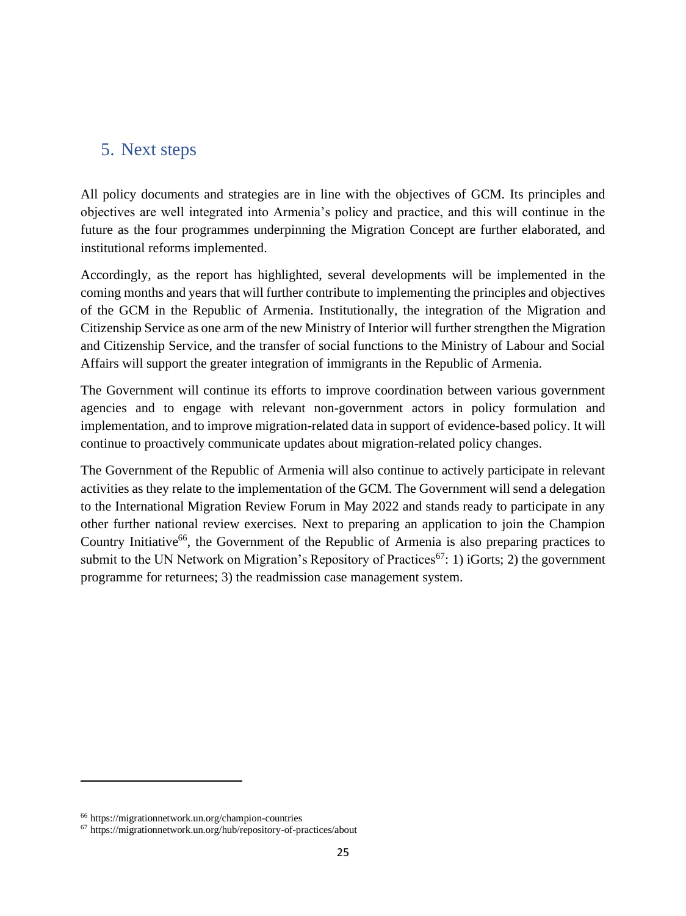## 5. Next steps

All policy documents and strategies are in line with the objectives of GCM. Its principles and objectives are well integrated into Armenia's policy and practice, and this will continue in the future as the four programmes underpinning the Migration Concept are further elaborated, and institutional reforms implemented.

Accordingly, as the report has highlighted, several developments will be implemented in the coming months and years that will further contribute to implementing the principles and objectives of the GCM in the Republic of Armenia. Institutionally, the integration of the Migration and Citizenship Service as one arm of the new Ministry of Interior will further strengthen the Migration and Citizenship Service, and the transfer of social functions to the Ministry of Labour and Social Affairs will support the greater integration of immigrants in the Republic of Armenia.

The Government will continue its efforts to improve coordination between various government agencies and to engage with relevant non-government actors in policy formulation and implementation, and to improve migration-related data in support of evidence-based policy. It will continue to proactively communicate updates about migration-related policy changes.

The Government of the Republic of Armenia will also continue to actively participate in relevant activities as they relate to the implementation of the GCM. The Government will send a delegation to the International Migration Review Forum in May 2022 and stands ready to participate in any other further national review exercises. Next to preparing an application to join the Champion Country Initiative[66], the Government of the Republic of Armenia is also preparing practices to submit to the UN Network on Migration's Repository of Practices[67]: 1) iGorts; 2) the government programme for returnees; 3) the readmission case management system.

---

[66] https://migrationnetwork.un.org/champion-countries

[67] https://migrationnetwork.un.org/hub/repository-of-practices/about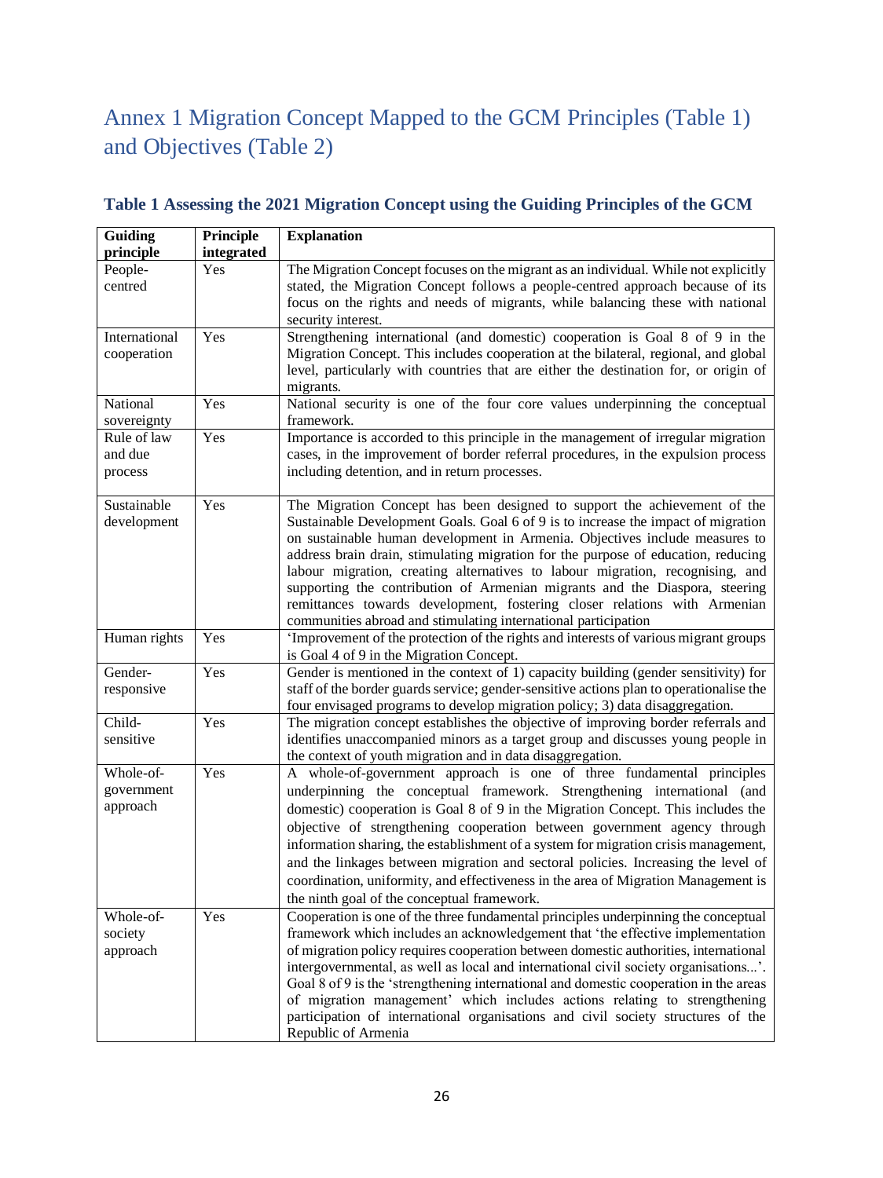# Annex 1 Migration Concept Mapped to the GCM Principles (Table 1) and Objectives (Table 2)

### Table 1 Assessing the 2021 Migration Concept using the Guiding Principles of the GCM

| Guiding principle | Principle integrated | Explanation |
|---|---|---|
| People-centred | Yes | The Migration Concept focuses on the migrant as an individual. While not explicitly stated, the Migration Concept follows a people-centred approach because of its focus on the rights and needs of migrants, while balancing these with national security interest. |
| International cooperation | Yes | Strengthening international (and domestic) cooperation is Goal 8 of 9 in the Migration Concept. This includes cooperation at the bilateral, regional, and global level, particularly with countries that are either the destination for, or origin of migrants. |
| National sovereignty | Yes | National security is one of the four core values underpinning the conceptual framework. |
| Rule of law and due process | Yes | Importance is accorded to this principle in the management of irregular migration cases, in the improvement of border referral procedures, in the expulsion process including detention, and in return processes. |
| Sustainable development | Yes | The Migration Concept has been designed to support the achievement of the Sustainable Development Goals. Goal 6 of 9 is to increase the impact of migration on sustainable human development in Armenia. Objectives include measures to address brain drain, stimulating migration for the purpose of education, reducing labour migration, creating alternatives to labour migration, recognising, and supporting the contribution of Armenian migrants and the Diaspora, steering remittances towards development, fostering closer relations with Armenian communities abroad and stimulating international participation |
| Human rights | Yes | 'Improvement of the protection of the rights and interests of various migrant groups is Goal 4 of 9 in the Migration Concept. |
| Gender-responsive | Yes | Gender is mentioned in the context of 1) capacity building (gender sensitivity) for staff of the border guards service; gender-sensitive actions plan to operationalise the four envisaged programs to develop migration policy; 3) data disaggregation. |
| Child-sensitive | Yes | The migration concept establishes the objective of improving border referrals and identifies unaccompanied minors as a target group and discusses young people in the context of youth migration and in data disaggregation. |
| Whole-of-government approach | Yes | A whole-of-government approach is one of three fundamental principles underpinning the conceptual framework. Strengthening international (and domestic) cooperation is Goal 8 of 9 in the Migration Concept. This includes the objective of strengthening cooperation between government agency through information sharing, the establishment of a system for migration crisis management, and the linkages between migration and sectoral policies. Increasing the level of coordination, uniformity, and effectiveness in the area of Migration Management is the ninth goal of the conceptual framework. |
| Whole-of-society approach | Yes | Cooperation is one of the three fundamental principles underpinning the conceptual framework which includes an acknowledgement that 'the effective implementation of migration policy requires cooperation between domestic authorities, international intergovernmental, as well as local and international civil society organisations...'. Goal 8 of 9 is the 'strengthening international and domestic cooperation in the areas of migration management' which includes actions relating to strengthening participation of international organisations and civil society structures of the Republic of Armenia |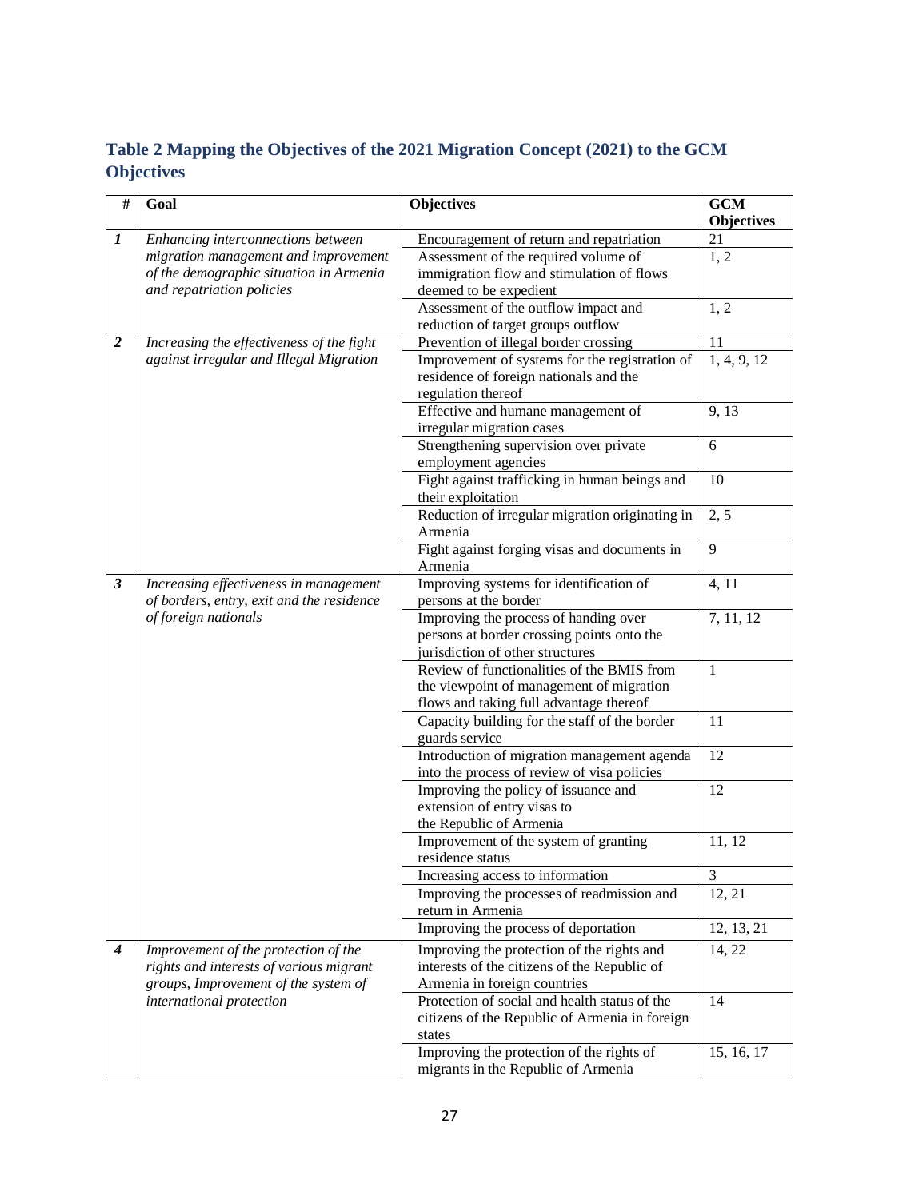## Table 2 Mapping the Objectives of the 2021 Migration Concept (2021) to the GCM Objectives

| # | Goal | Objectives | GCM Objectives |
|---|---|---|---|
| *1* | *Enhancing interconnections between migration management and improvement of the demographic situation in Armenia and repatriation policies* | Encouragement of return and repatriation | 21 |
| | | Assessment of the required volume of immigration flow and stimulation of flows deemed to be expedient | 1, 2 |
| | | Assessment of the outflow impact and reduction of target groups outflow | 1, 2 |
| *2* | *Increasing the effectiveness of the fight against irregular and Illegal Migration* | Prevention of illegal border crossing | 11 |
| | | Improvement of systems for the registration of residence of foreign nationals and the regulation thereof | 1, 4, 9, 12 |
| | | Effective and humane management of irregular migration cases | 9, 13 |
| | | Strengthening supervision over private employment agencies | 6 |
| | | Fight against trafficking in human beings and their exploitation | 10 |
| | | Reduction of irregular migration originating in Armenia | 2, 5 |
| | | Fight against forging visas and documents in Armenia | 9 |
| *3* | *Increasing effectiveness in management of borders, entry, exit and the residence of foreign nationals* | Improving systems for identification of persons at the border | 4, 11 |
| | | Improving the process of handing over persons at border crossing points onto the jurisdiction of other structures | 7, 11, 12 |
| | | Review of functionalities of the BMIS from the viewpoint of management of migration flows and taking full advantage thereof | 1 |
| | | Capacity building for the staff of the border guards service | 11 |
| | | Introduction of migration management agenda into the process of review of visa policies | 12 |
| | | Improving the policy of issuance and extension of entry visas to the Republic of Armenia | 12 |
| | | Improvement of the system of granting residence status | 11, 12 |
| | | Increasing access to information | 3 |
| | | Improving the processes of readmission and return in Armenia | 12, 21 |
| | | Improving the process of deportation | 12, 13, 21 |
| *4* | *Improvement of the protection of the rights and interests of various migrant groups, Improvement of the system of international protection* | Improving the protection of the rights and interests of the citizens of the Republic of Armenia in foreign countries | 14, 22 |
| | | Protection of social and health status of the citizens of the Republic of Armenia in foreign states | 14 |
| | | Improving the protection of the rights of migrants in the Republic of Armenia | 15, 16, 17 |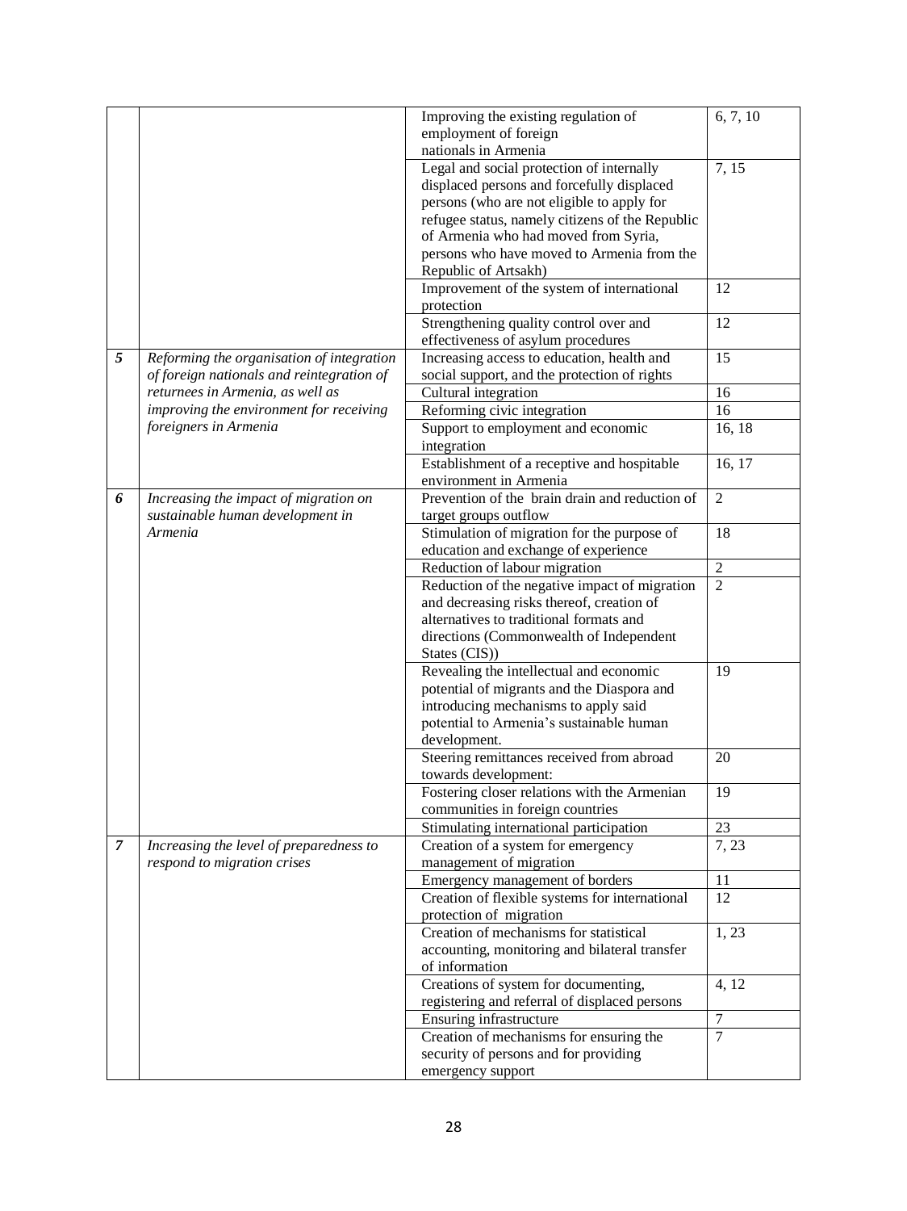| | | | |
|---|---|---|---|
| | | Improving the existing regulation of employment of foreign nationals in Armenia | 6, 7, 10 |
| | | Legal and social protection of internally displaced persons and forcefully displaced persons (who are not eligible to apply for refugee status, namely citizens of the Republic of Armenia who had moved from Syria, persons who have moved to Armenia from the Republic of Artsakh) | 7, 15 |
| | | Improvement of the system of international protection | 12 |
| | | Strengthening quality control over and effectiveness of asylum procedures | 12 |
| ***5*** | *Reforming the organisation of integration of foreign nationals and reintegration of returnees in Armenia, as well as improving the environment for receiving foreigners in Armenia* | Increasing access to education, health and social support, and the protection of rights | 15 |
| | | Cultural integration | 16 |
| | | Reforming civic integration | 16 |
| | | Support to employment and economic integration | 16, 18 |
| | | Establishment of a receptive and hospitable environment in Armenia | 16, 17 |
| ***6*** | *Increasing the impact of migration on sustainable human development in Armenia* | Prevention of the brain drain and reduction of target groups outflow | 2 |
| | | Stimulation of migration for the purpose of education and exchange of experience | 18 |
| | | Reduction of labour migration | 2 |
| | | Reduction of the negative impact of migration and decreasing risks thereof, creation of alternatives to traditional formats and directions (Commonwealth of Independent States (CIS)) | 2 |
| | | Revealing the intellectual and economic potential of migrants and the Diaspora and introducing mechanisms to apply said potential to Armenia's sustainable human development. | 19 |
| | | Steering remittances received from abroad towards development: | 20 |
| | | Fostering closer relations with the Armenian communities in foreign countries | 19 |
| | | Stimulating international participation | 23 |
| ***7*** | *Increasing the level of preparedness to respond to migration crises* | Creation of a system for emergency management of migration | 7, 23 |
| | | Emergency management of borders | 11 |
| | | Creation of flexible systems for international protection of migration | 12 |
| | | Creation of mechanisms for statistical accounting, monitoring and bilateral transfer of information | 1, 23 |
| | | Creations of system for documenting, registering and referral of displaced persons | 4, 12 |
| | | Ensuring infrastructure | 7 |
| | | Creation of mechanisms for ensuring the security of persons and for providing emergency support | 7 |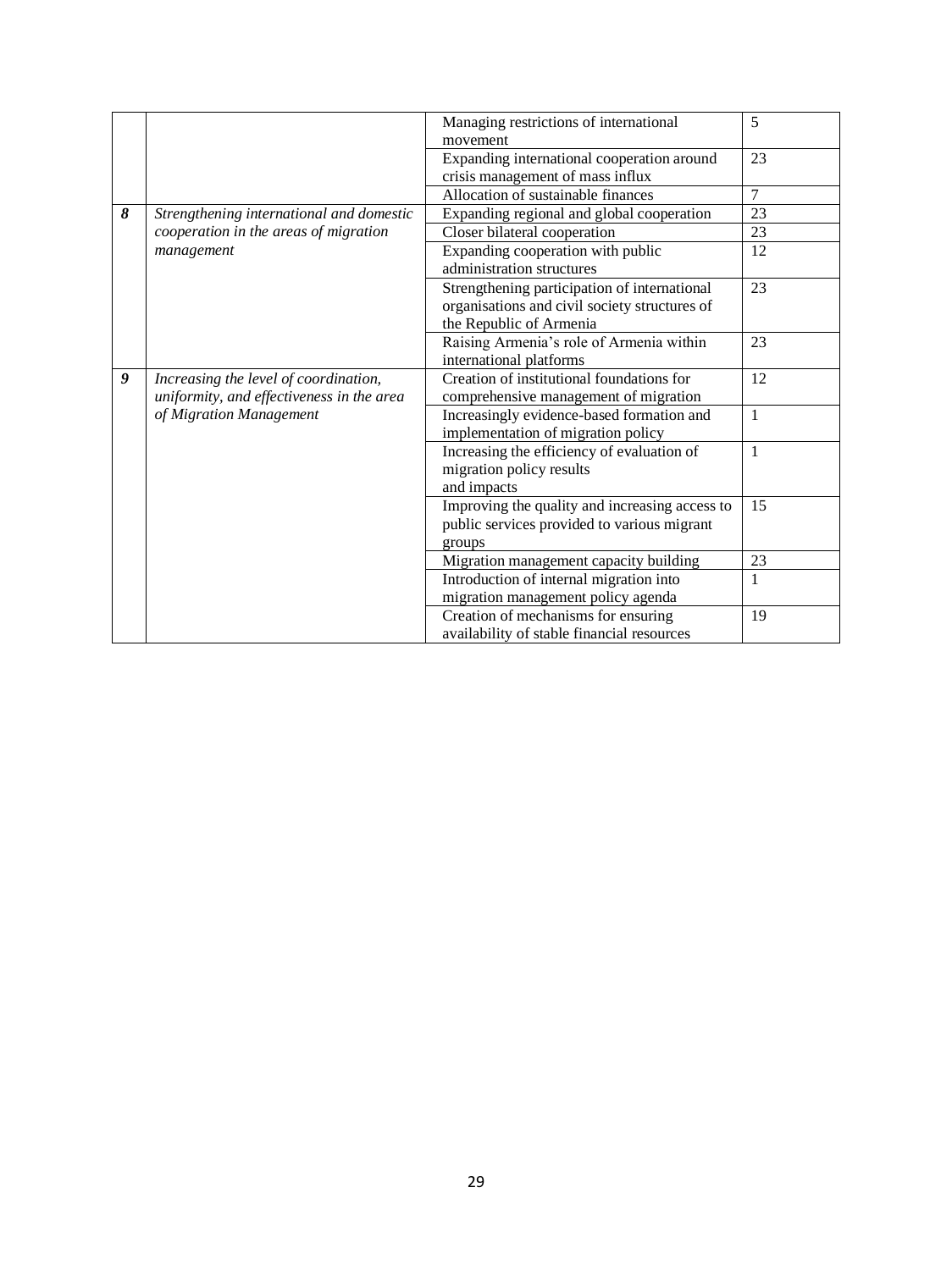| | | | |
|---|---|---|---|
| | | Managing restrictions of international movement | 5 |
| | | Expanding international cooperation around crisis management of mass influx | 23 |
| | | Allocation of sustainable finances | 7 |
| ***8*** | *Strengthening international and domestic cooperation in the areas of migration management* | Expanding regional and global cooperation | 23 |
| | | Closer bilateral cooperation | 23 |
| | | Expanding cooperation with public administration structures | 12 |
| | | Strengthening participation of international organisations and civil society structures of the Republic of Armenia | 23 |
| | | Raising Armenia's role of Armenia within international platforms | 23 |
| ***9*** | *Increasing the level of coordination, uniformity, and effectiveness in the area of Migration Management* | Creation of institutional foundations for comprehensive management of migration | 12 |
| | | Increasingly evidence-based formation and implementation of migration policy | 1 |
| | | Increasing the efficiency of evaluation of migration policy results and impacts | 1 |
| | | Improving the quality and increasing access to public services provided to various migrant groups | 15 |
| | | Migration management capacity building | 23 |
| | | Introduction of internal migration into migration management policy agenda | 1 |
| | | Creation of mechanisms for ensuring availability of stable financial resources | 19 |